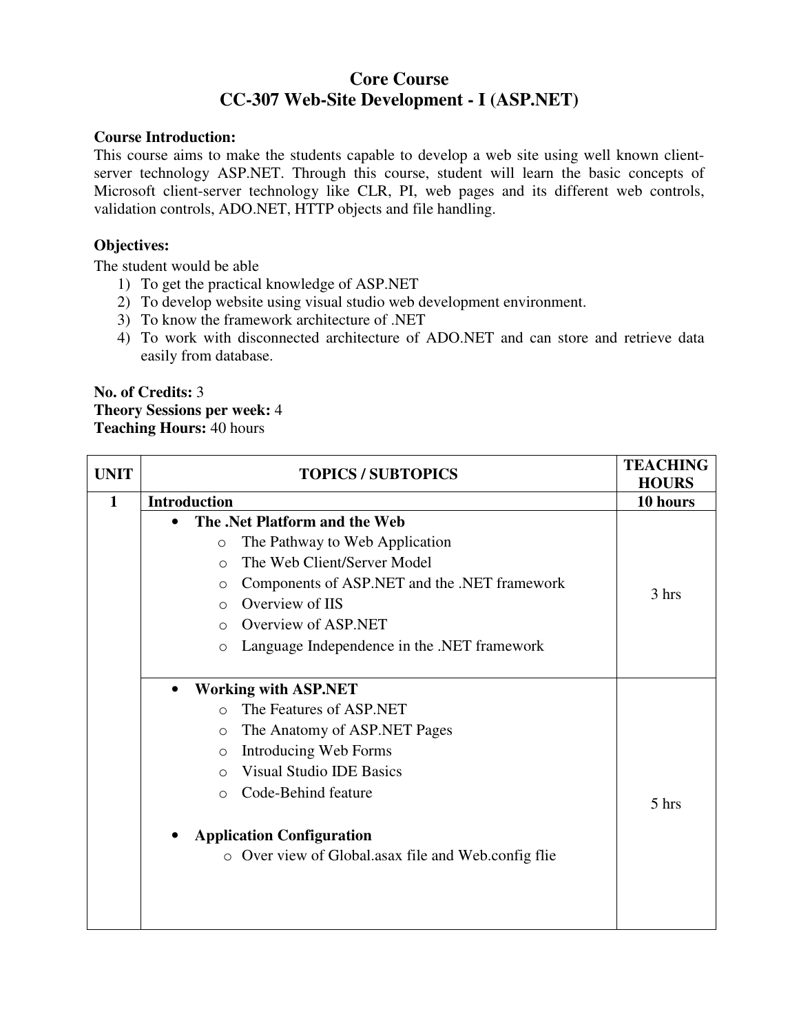# Core Course
## CC-307 Web-Site Development - I (ASP.NET)

**Course Introduction:**
This course aims to make the students capable to develop a web site using well known client-server technology ASP.NET. Through this course, student will learn the basic concepts of Microsoft client-server technology like CLR, PI, web pages and its different web controls, validation controls, ADO.NET, HTTP objects and file handling.

**Objectives:**
The student would be able
1) To get the practical knowledge of ASP.NET
2) To develop website using visual studio web development environment.
3) To know the framework architecture of .NET
4) To work with disconnected architecture of ADO.NET and can store and retrieve data easily from database.

**No. of Credits:** 3
**Theory Sessions per week:** 4
**Teaching Hours:** 40 hours

| UNIT | TOPICS / SUBTOPICS | TEACHING HOURS |
|---|---|---|
| **1** | **Introduction** | **10 hours** |
| | • **The .Net Platform and the Web**<br>o The Pathway to Web Application<br>o The Web Client/Server Model<br>o Components of ASP.NET and the .NET framework<br>o Overview of IIS<br>o Overview of ASP.NET<br>o Language Independence in the .NET framework | 3 hrs |
| | • **Working with ASP.NET**<br>o The Features of ASP.NET<br>o The Anatomy of ASP.NET Pages<br>o Introducing Web Forms<br>o Visual Studio IDE Basics<br>o Code-Behind feature<br><br>• **Application Configuration**<br>o Over view of Global.asax file and Web.config flie | 5 hrs |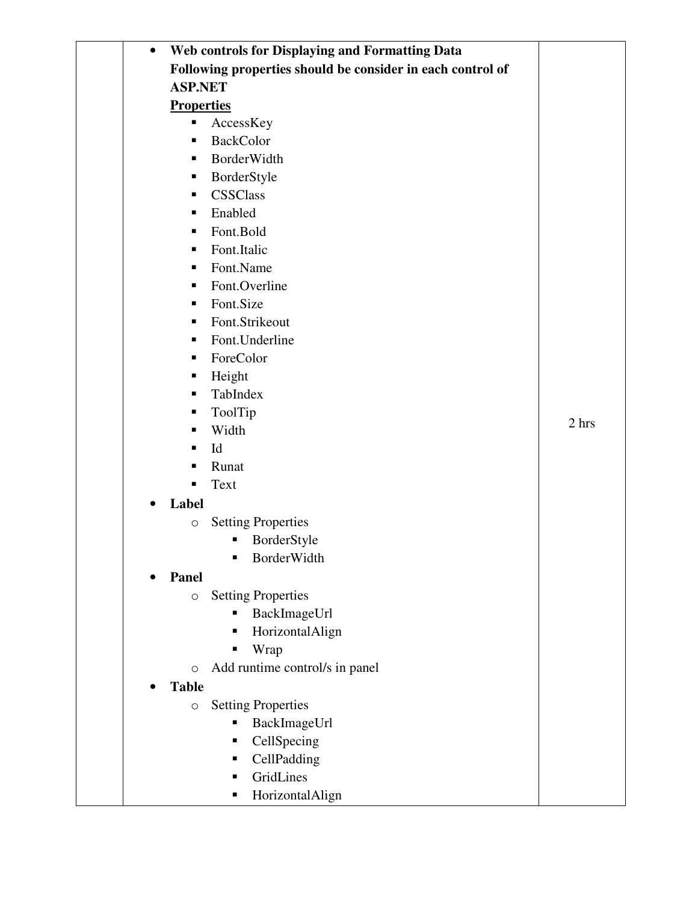| | | |
|---|---|---|
| | • **Web controls for Displaying and Formatting Data**<br>**Following properties should be consider in each control of ASP.NET**<br>**<u>Properties</u>**<br>▪ AccessKey<br>▪ BackColor<br>▪ BorderWidth<br>▪ BorderStyle<br>▪ CSSClass<br>▪ Enabled<br>▪ Font.Bold<br>▪ Font.Italic<br>▪ Font.Name<br>▪ Font.Overline<br>▪ Font.Size<br>▪ Font.Strikeout<br>▪ Font.Underline<br>▪ ForeColor<br>▪ Height<br>▪ TabIndex<br>▪ ToolTip<br>▪ Width<br>▪ Id<br>▪ Runat<br>▪ Text<br>• **Label**<br>o Setting Properties<br>▪ BorderStyle<br>▪ BorderWidth<br>• **Panel**<br>o Setting Properties<br>▪ BackImageUrl<br>▪ HorizontalAlign<br>▪ Wrap<br>o Add runtime control/s in panel<br>• **Table**<br>o Setting Properties<br>▪ BackImageUrl<br>▪ CellSpecing<br>▪ CellPadding<br>▪ GridLines<br>▪ HorizontalAlign | 2 hrs |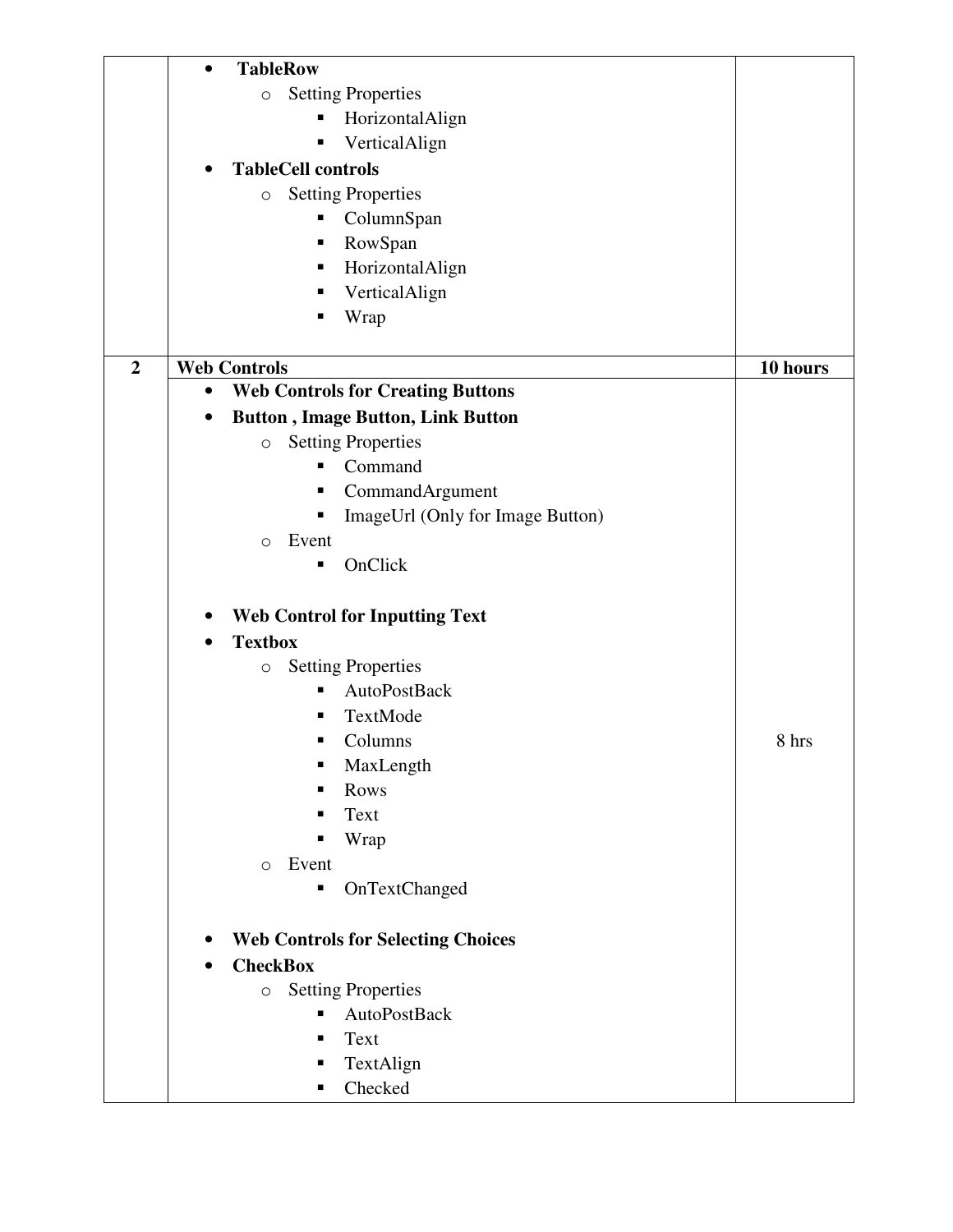| | | |
|---|---|---|
| | • **TableRow**<br>  ○ Setting Properties<br>    ▪ HorizontalAlign<br>    ▪ VerticalAlign<br>• **TableCell controls**<br>  ○ Setting Properties<br>    ▪ ColumnSpan<br>    ▪ RowSpan<br>    ▪ HorizontalAlign<br>    ▪ VerticalAlign<br>    ▪ Wrap | |
| **2** | **Web Controls** | **10 hours** |
| | • **Web Controls for Creating Buttons**<br>• **Button , Image Button, Link Button**<br>  ○ Setting Properties<br>    ▪ Command<br>    ▪ CommandArgument<br>    ▪ ImageUrl (Only for Image Button)<br>  ○ Event<br>    ▪ OnClick<br><br>• **Web Control for Inputting Text**<br>• **Textbox**<br>  ○ Setting Properties<br>    ▪ AutoPostBack<br>    ▪ TextMode<br>    ▪ Columns<br>    ▪ MaxLength<br>    ▪ Rows<br>    ▪ Text<br>    ▪ Wrap<br>  ○ Event<br>    ▪ OnTextChanged<br><br>• **Web Controls for Selecting Choices**<br>• **CheckBox**<br>  ○ Setting Properties<br>    ▪ AutoPostBack<br>    ▪ Text<br>    ▪ TextAlign<br>    ▪ Checked | 8 hrs |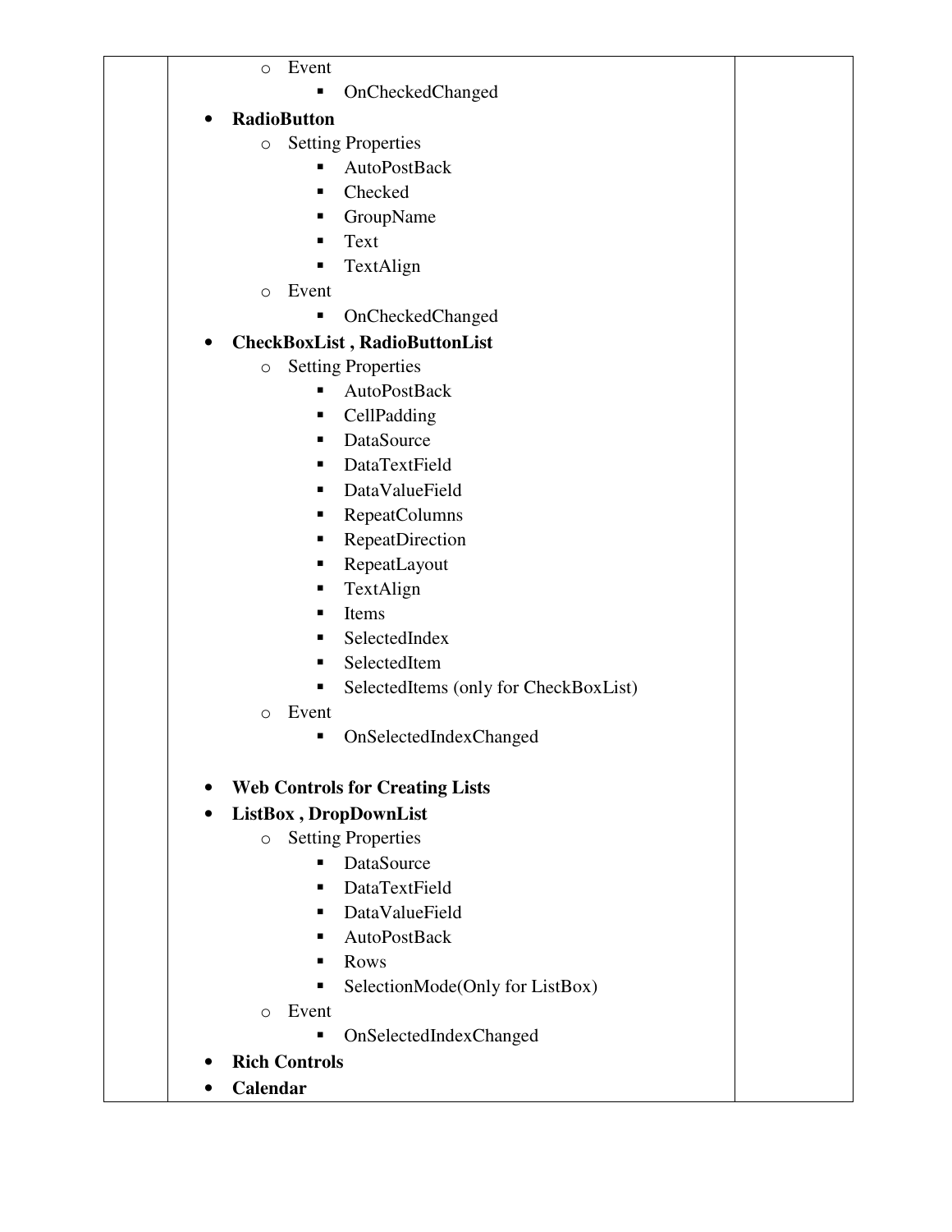- Event
  - OnCheckedChanged
- **RadioButton**
  - Setting Properties
    - AutoPostBack
    - Checked
    - GroupName
    - Text
    - TextAlign
  - Event
    - OnCheckedChanged
- **CheckBoxList , RadioButtonList**
  - Setting Properties
    - AutoPostBack
    - CellPadding
    - DataSource
    - DataTextField
    - DataValueField
    - RepeatColumns
    - RepeatDirection
    - RepeatLayout
    - TextAlign
    - Items
    - SelectedIndex
    - SelectedItem
    - SelectedItems (only for CheckBoxList)
  - Event
    - OnSelectedIndexChanged

- **Web Controls for Creating Lists**
- **ListBox , DropDownList**
  - Setting Properties
    - DataSource
    - DataTextField
    - DataValueField
    - AutoPostBack
    - Rows
    - SelectionMode(Only for ListBox)
  - Event
    - OnSelectedIndexChanged
- **Rich Controls**
- **Calendar**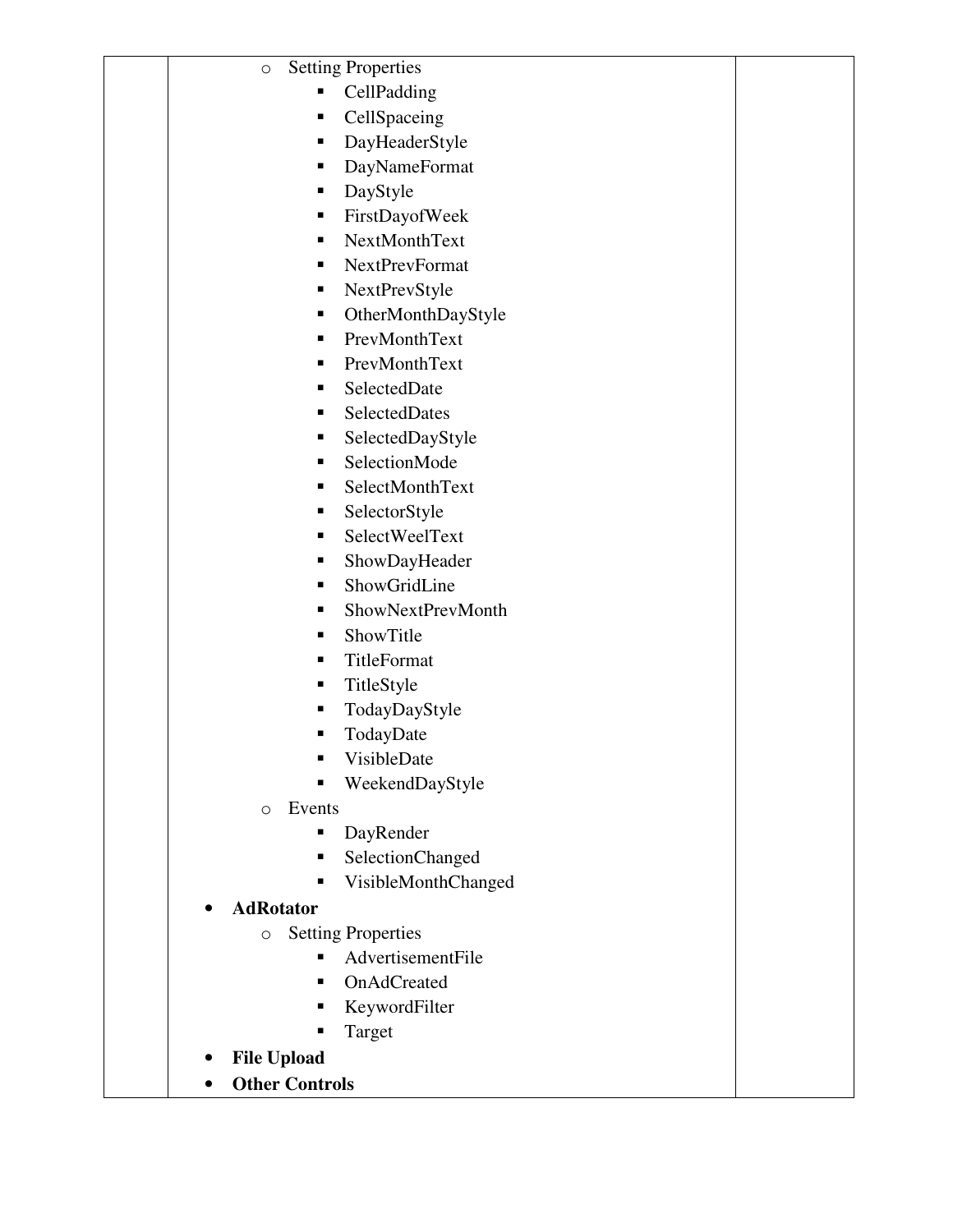- Setting Properties
    - CellPadding
    - CellSpaceing
    - DayHeaderStyle
    - DayNameFormat
    - DayStyle
    - FirstDayofWeek
    - NextMonthText
    - NextPrevFormat
    - NextPrevStyle
    - OtherMonthDayStyle
    - PrevMonthText
    - PrevMonthText
    - SelectedDate
    - SelectedDates
    - SelectedDayStyle
    - SelectionMode
    - SelectMonthText
    - SelectorStyle
    - SelectWeelText
    - ShowDayHeader
    - ShowGridLine
    - ShowNextPrevMonth
    - ShowTitle
    - TitleFormat
    - TitleStyle
    - TodayDayStyle
    - TodayDate
    - VisibleDate
    - WeekendDayStyle
- Events
    - DayRender
    - SelectionChanged
    - VisibleMonthChanged

- **AdRotator**
    - Setting Properties
        - AdvertisementFile
        - OnAdCreated
        - KeywordFilter
        - Target
- **File Upload**
- **Other Controls**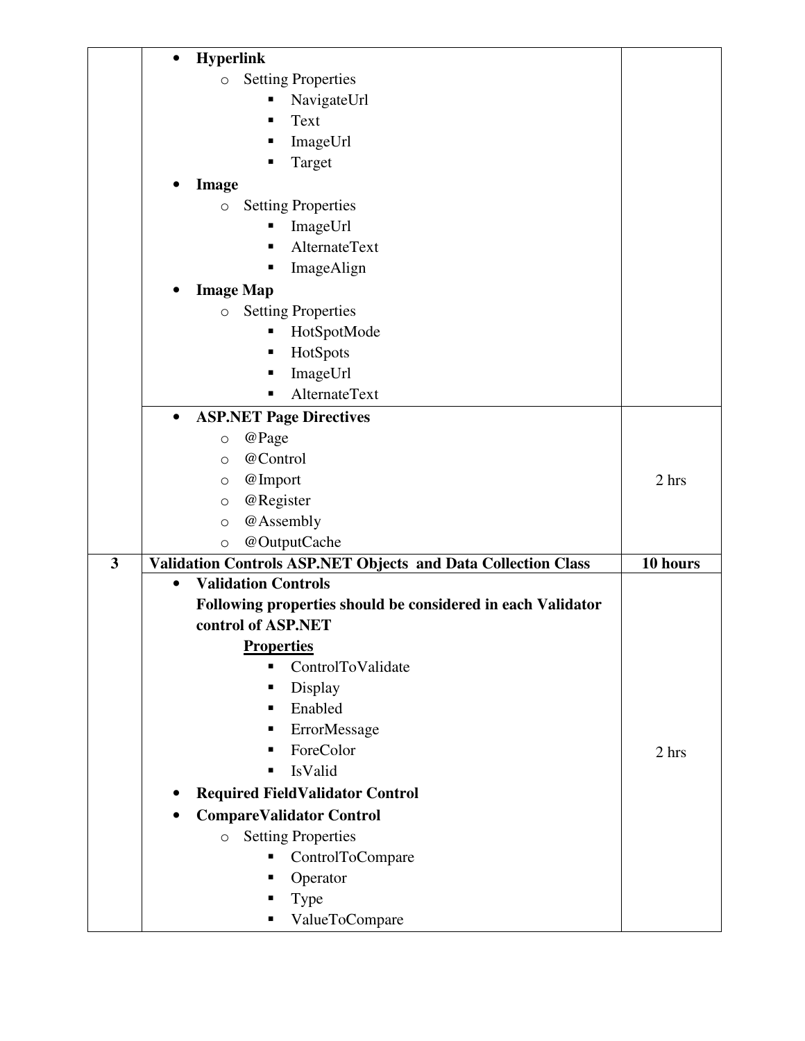| | | |
|---|---|---|
| | • **Hyperlink**<br>  o Setting Properties<br>    ▪ NavigateUrl<br>    ▪ Text<br>    ▪ ImageUrl<br>    ▪ Target<br>• **Image**<br>  o Setting Properties<br>    ▪ ImageUrl<br>    ▪ AlternateText<br>    ▪ ImageAlign<br>• **Image Map**<br>  o Setting Properties<br>    ▪ HotSpotMode<br>    ▪ HotSpots<br>    ▪ ImageUrl<br>    ▪ AlternateText | |
| | • **ASP.NET Page Directives**<br>  o @Page<br>  o @Control<br>  o @Import<br>  o @Register<br>  o @Assembly<br>  o @OutputCache | 2 hrs |
| **3** | **Validation Controls ASP.NET Objects and Data Collection Class** | **10 hours** |
| | • **Validation Controls**<br>**Following properties should be considered in each Validator control of ASP.NET**<br>**<u>Properties</u>**<br>    ▪ ControlToValidate<br>    ▪ Display<br>    ▪ Enabled<br>    ▪ ErrorMessage<br>    ▪ ForeColor<br>    ▪ IsValid<br>• **Required FieldValidator Control**<br>• **CompareValidator Control**<br>  o Setting Properties<br>    ▪ ControlToCompare<br>    ▪ Operator<br>    ▪ Type<br>    ▪ ValueToCompare | 2 hrs |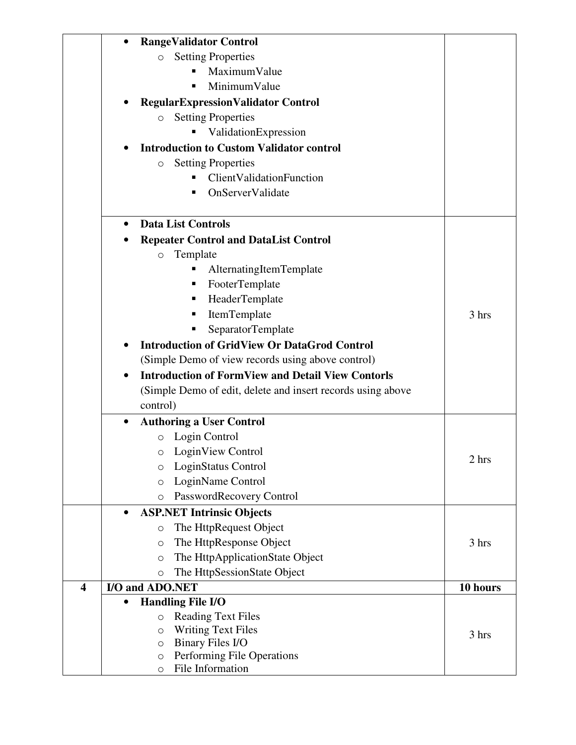| | | |
|---|---|---|
| | • **RangeValidator Control**<br>o Setting Properties<br>▪ MaximumValue<br>▪ MinimumValue<br>• **RegularExpressionValidator Control**<br>o Setting Properties<br>▪ ValidationExpression<br>• **Introduction to Custom Validator control**<br>o Setting Properties<br>▪ ClientValidationFunction<br>▪ OnServerValidate | |
| | • **Data List Controls**<br>• **Repeater Control and DataList Control**<br>o Template<br>▪ AlternatingItemTemplate<br>▪ FooterTemplate<br>▪ HeaderTemplate<br>▪ ItemTemplate<br>▪ SeparatorTemplate<br>• **Introduction of GridView Or DataGrod Control**<br>(Simple Demo of view records using above control)<br>• **Introduction of FormView and Detail View Contorls**<br>(Simple Demo of edit, delete and insert records using above control) | 3 hrs |
| | • **Authoring a User Control**<br>o Login Control<br>o LoginView Control<br>o LoginStatus Control<br>o LoginName Control<br>o PasswordRecovery Control | 2 hrs |
| | • **ASP.NET Intrinsic Objects**<br>o The HttpRequest Object<br>o The HttpResponse Object<br>o The HttpApplicationState Object<br>o The HttpSessionState Object | 3 hrs |
| **4** | **I/O and ADO.NET** | **10 hours** |
| | • **Handling File I/O**<br>o Reading Text Files<br>o Writing Text Files<br>o Binary Files I/O<br>o Performing File Operations<br>o File Information | 3 hrs |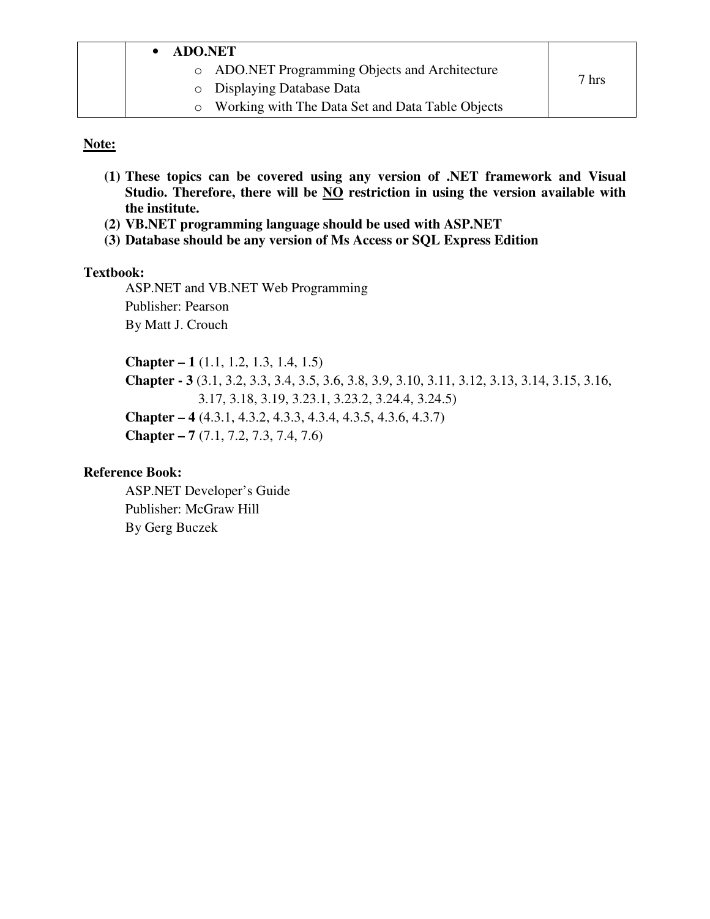|  | • **ADO.NET**<br>  ○ ADO.NET Programming Objects and Architecture<br>  ○ Displaying Database Data<br>  ○ Working with The Data Set and Data Table Objects | 7 hrs |
|---|---|---|

**<u>Note:</u>**

1. **These topics can be covered using any version of .NET framework and Visual Studio. Therefore, there will be <u>NO</u> restriction in using the version available with the institute.**
2. **VB.NET programming language should be used with ASP.NET**
3. **Database should be any version of Ms Access or SQL Express Edition**

**Textbook:**

ASP.NET and VB.NET Web Programming
Publisher: Pearson
By Matt J. Crouch

**Chapter – 1** (1.1, 1.2, 1.3, 1.4, 1.5)
**Chapter - 3** (3.1, 3.2, 3.3, 3.4, 3.5, 3.6, 3.8, 3.9, 3.10, 3.11, 3.12, 3.13, 3.14, 3.15, 3.16, 3.17, 3.18, 3.19, 3.23.1, 3.23.2, 3.24.4, 3.24.5)
**Chapter – 4** (4.3.1, 4.3.2, 4.3.3, 4.3.4, 4.3.5, 4.3.6, 4.3.7)
**Chapter – 7** (7.1, 7.2, 7.3, 7.4, 7.6)

**Reference Book:**

ASP.NET Developer's Guide
Publisher: McGraw Hill
By Gerg Buczek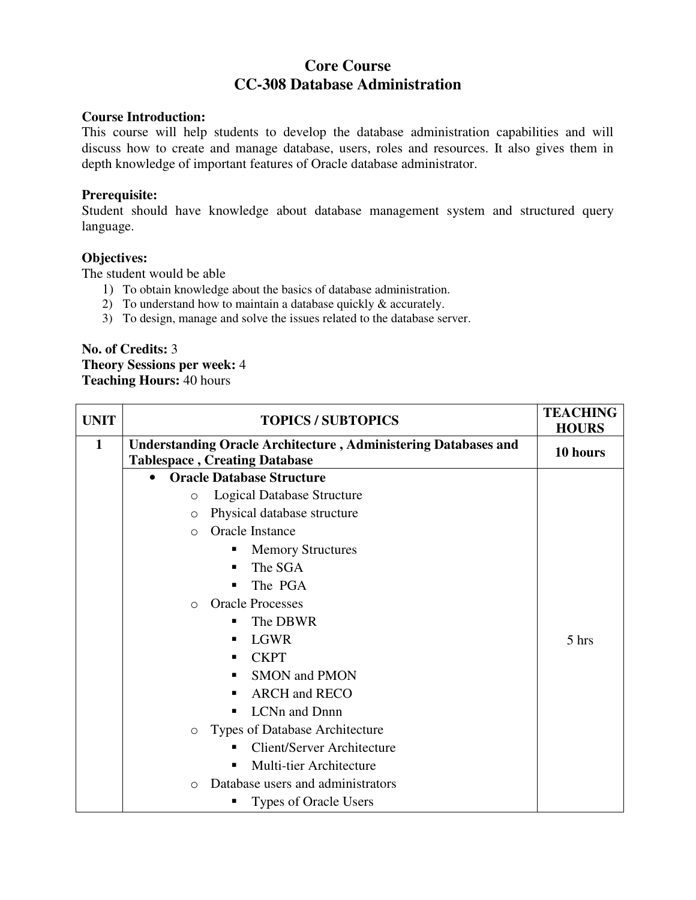# Core Course
## CC-308 Database Administration

**Course Introduction:**
This course will help students to develop the database administration capabilities and will discuss how to create and manage database, users, roles and resources. It also gives them in depth knowledge of important features of Oracle database administrator.

**Prerequisite:**
Student should have knowledge about database management system and structured query language.

**Objectives:**
The student would be able
1) To obtain knowledge about the basics of database administration.
2) To understand how to maintain a database quickly & accurately.
3) To design, manage and solve the issues related to the database server.

**No. of Credits:** 3
**Theory Sessions per week:** 4
**Teaching Hours:** 40 hours

| UNIT | TOPICS / SUBTOPICS | TEACHING HOURS |
|---|---|---|
| 1 | **Understanding Oracle Architecture , Administering Databases and Tablespace , Creating Database** | **10 hours** |
| | • **Oracle Database Structure**<br>  o Logical Database Structure<br>  o Physical database structure<br>  o Oracle Instance<br>    ▪ Memory Structures<br>    ▪ The SGA<br>    ▪ The PGA<br>  o Oracle Processes<br>    ▪ The DBWR<br>    ▪ LGWR<br>    ▪ CKPT<br>    ▪ SMON and PMON<br>    ▪ ARCH and RECO<br>    ▪ LCNn and Dnnn<br>  o Types of Database Architecture<br>    ▪ Client/Server Architecture<br>    ▪ Multi-tier Architecture<br>  o Database users and administrators<br>    ▪ Types of Oracle Users | 5 hrs |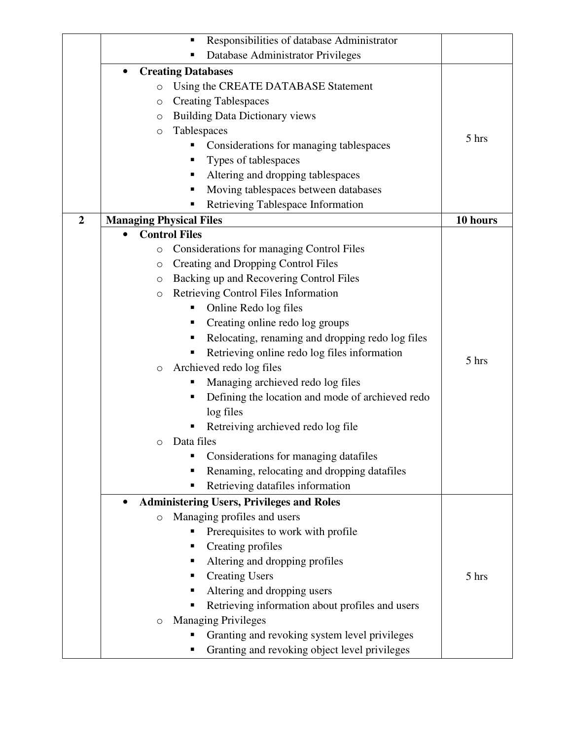| | | |
|---|---|---|
| | ▪ Responsibilities of database Administrator<br>▪ Database Administrator Privileges | |
| | • **Creating Databases**<br>○ Using the CREATE DATABASE Statement<br>○ Creating Tablespaces<br>○ Building Data Dictionary views<br>○ Tablespaces<br>▪ Considerations for managing tablespaces<br>▪ Types of tablespaces<br>▪ Altering and dropping tablespaces<br>▪ Moving tablespaces between databases<br>▪ Retrieving Tablespace Information | 5 hrs |
| **2** | **Managing Physical Files** | **10 hours** |
| | • **Control Files**<br>○ Considerations for managing Control Files<br>○ Creating and Dropping Control Files<br>○ Backing up and Recovering Control Files<br>○ Retrieving Control Files Information<br>▪ Online Redo log files<br>▪ Creating online redo log groups<br>▪ Relocating, renaming and dropping redo log files<br>▪ Retrieving online redo log files information<br>○ Archieved redo log files<br>▪ Managing archieved redo log files<br>▪ Defining the location and mode of archieved redo log files<br>▪ Retreiving archieved redo log file<br>○ Data files<br>▪ Considerations for managing datafiles<br>▪ Renaming, relocating and dropping datafiles<br>▪ Retrieving datafiles information | 5 hrs |
| | • **Administering Users, Privileges and Roles**<br>○ Managing profiles and users<br>▪ Prerequisites to work with profile<br>▪ Creating profiles<br>▪ Altering and dropping profiles<br>▪ Creating Users<br>▪ Altering and dropping users<br>▪ Retrieving information about profiles and users<br>○ Managing Privileges<br>▪ Granting and revoking system level privileges<br>▪ Granting and revoking object level privileges | 5 hrs |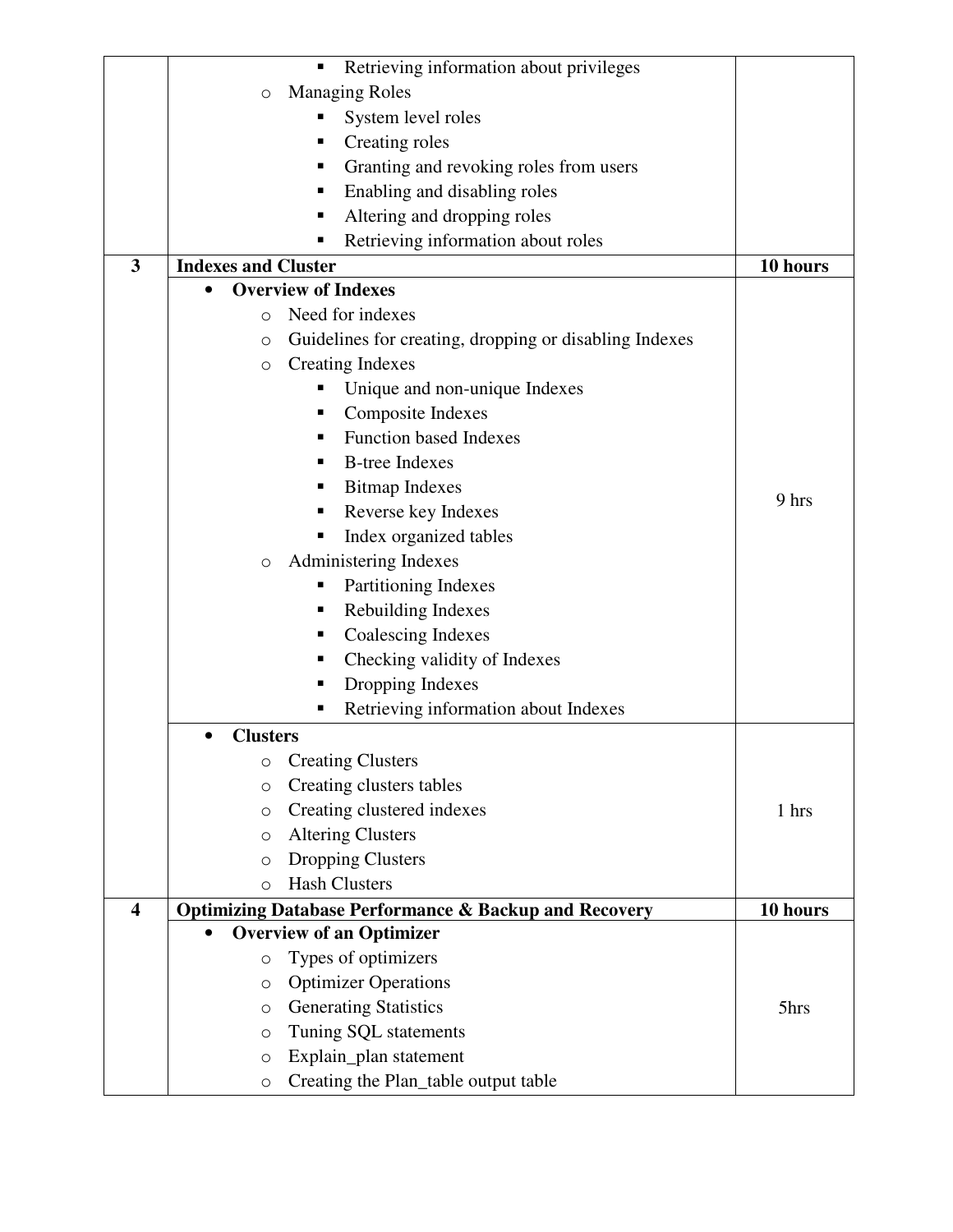| | | |
|---|---|---|
| | ▪ Retrieving information about privileges<br>○ Managing Roles<br>▪ System level roles<br>▪ Creating roles<br>▪ Granting and revoking roles from users<br>▪ Enabling and disabling roles<br>▪ Altering and dropping roles<br>▪ Retrieving information about roles | |
| **3** | **Indexes and Cluster** | **10 hours** |
| | • **Overview of Indexes**<br>○ Need for indexes<br>○ Guidelines for creating, dropping or disabling Indexes<br>○ Creating Indexes<br>▪ Unique and non-unique Indexes<br>▪ Composite Indexes<br>▪ Function based Indexes<br>▪ B-tree Indexes<br>▪ Bitmap Indexes<br>▪ Reverse key Indexes<br>▪ Index organized tables<br>○ Administering Indexes<br>▪ Partitioning Indexes<br>▪ Rebuilding Indexes<br>▪ Coalescing Indexes<br>▪ Checking validity of Indexes<br>▪ Dropping Indexes<br>▪ Retrieving information about Indexes | 9 hrs |
| | • **Clusters**<br>○ Creating Clusters<br>○ Creating clusters tables<br>○ Creating clustered indexes<br>○ Altering Clusters<br>○ Dropping Clusters<br>○ Hash Clusters | 1 hrs |
| **4** | **Optimizing Database Performance & Backup and Recovery** | **10 hours** |
| | • **Overview of an Optimizer**<br>○ Types of optimizers<br>○ Optimizer Operations<br>○ Generating Statistics<br>○ Tuning SQL statements<br>○ Explain_plan statement<br>○ Creating the Plan_table output table | 5hrs |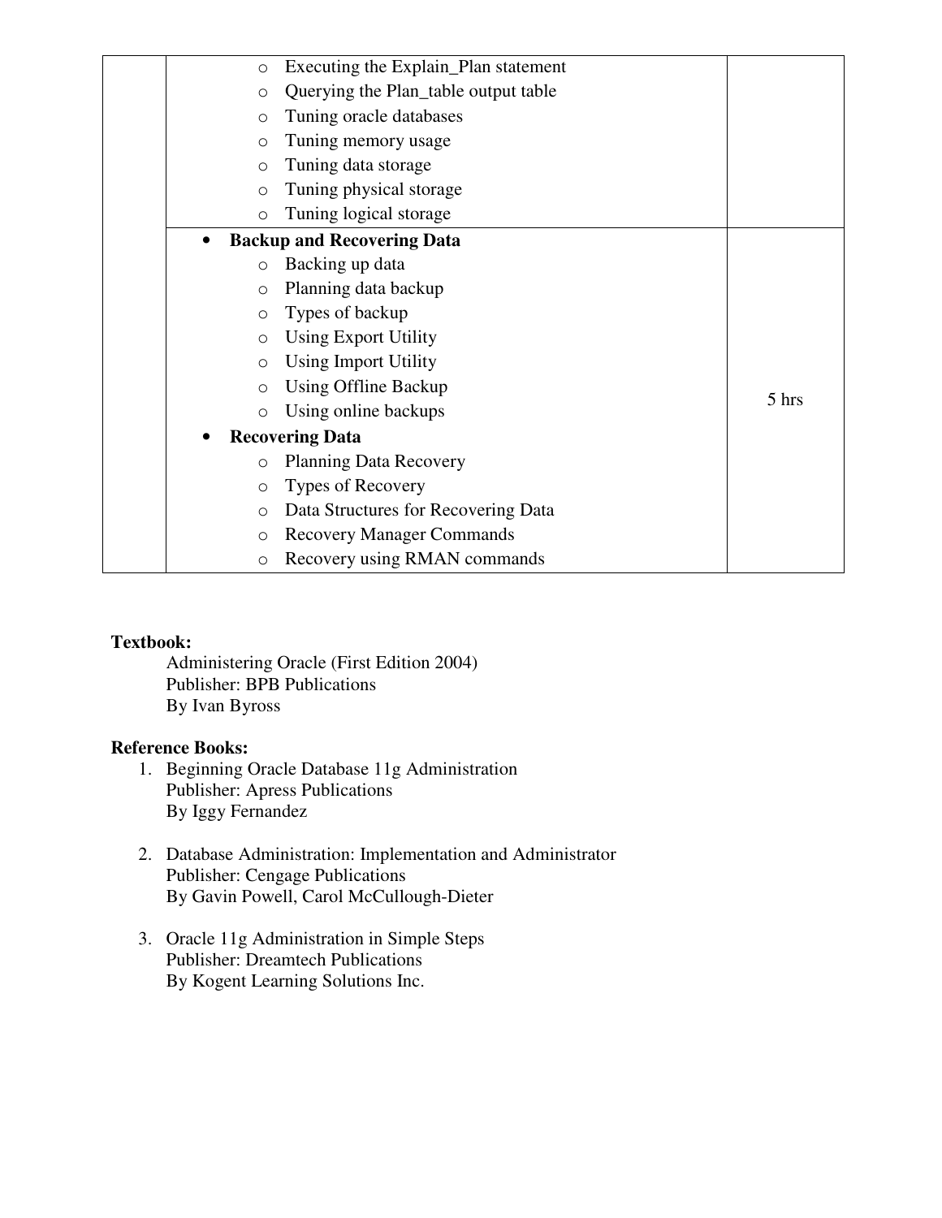| | | |
|---|---|---|
| | ○ Executing the Explain_Plan statement<br>○ Querying the Plan_table output table<br>○ Tuning oracle databases<br>○ Tuning memory usage<br>○ Tuning data storage<br>○ Tuning physical storage<br>○ Tuning logical storage | |
| | • **Backup and Recovering Data**<br>○ Backing up data<br>○ Planning data backup<br>○ Types of backup<br>○ Using Export Utility<br>○ Using Import Utility<br>○ Using Offline Backup<br>○ Using online backups<br>• **Recovering Data**<br>○ Planning Data Recovery<br>○ Types of Recovery<br>○ Data Structures for Recovering Data<br>○ Recovery Manager Commands<br>○ Recovery using RMAN commands | 5 hrs |

**Textbook:**

Administering Oracle (First Edition 2004)
Publisher: BPB Publications
By Ivan Byross

**Reference Books:**

1. Beginning Oracle Database 11g Administration
   Publisher: Apress Publications
   By Iggy Fernandez

2. Database Administration: Implementation and Administrator
   Publisher: Cengage Publications
   By Gavin Powell, Carol McCullough-Dieter

3. Oracle 11g Administration in Simple Steps
   Publisher: Dreamtech Publications
   By Kogent Learning Solutions Inc.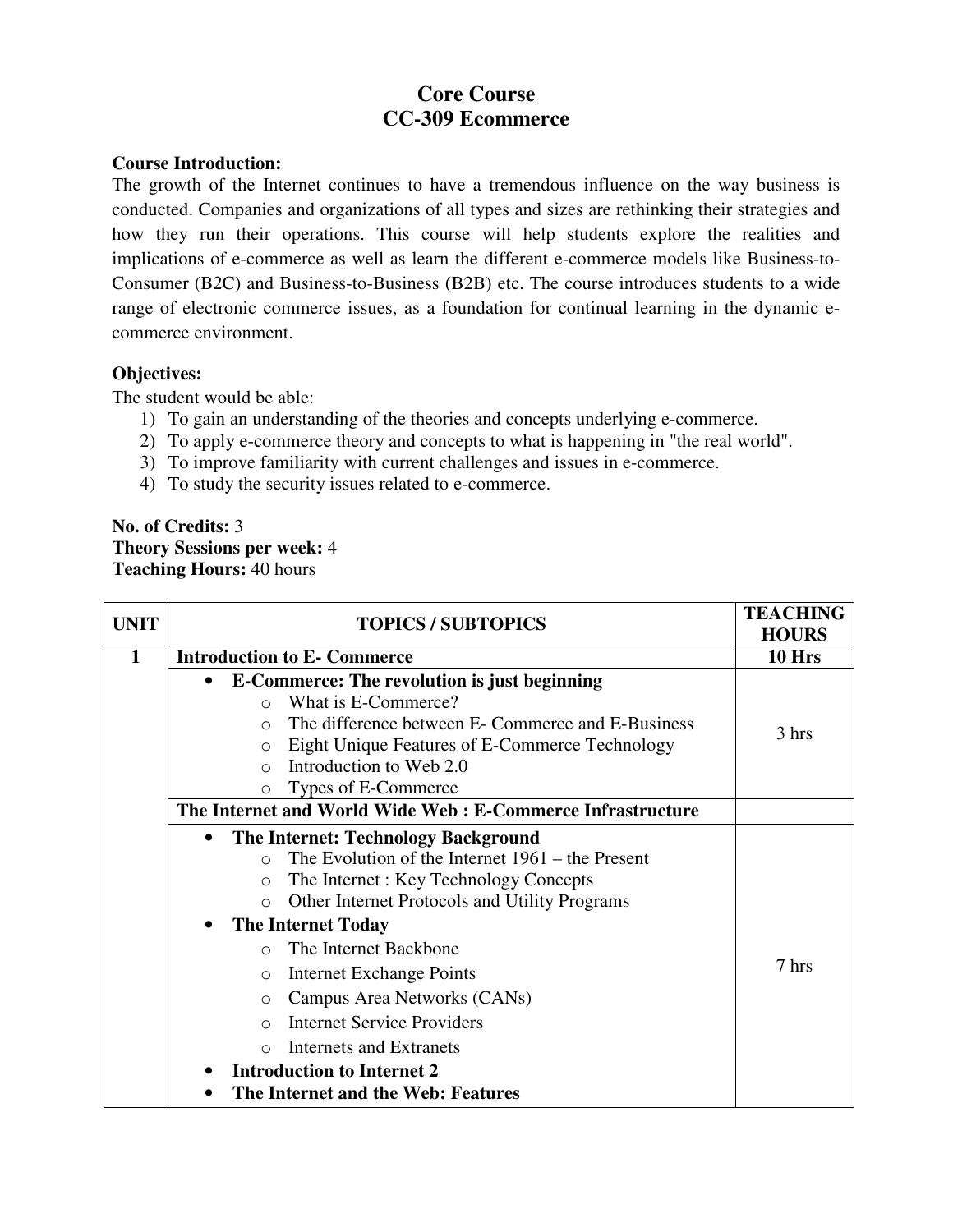# Core Course
# CC-309 Ecommerce

**Course Introduction:**

The growth of the Internet continues to have a tremendous influence on the way business is conducted. Companies and organizations of all types and sizes are rethinking their strategies and how they run their operations. This course will help students explore the realities and implications of e-commerce as well as learn the different e-commerce models like Business-to-Consumer (B2C) and Business-to-Business (B2B) etc. The course introduces students to a wide range of electronic commerce issues, as a foundation for continual learning in the dynamic e-commerce environment.

**Objectives:**

The student would be able:

1) To gain an understanding of the theories and concepts underlying e-commerce.
2) To apply e-commerce theory and concepts to what is happening in "the real world".
3) To improve familiarity with current challenges and issues in e-commerce.
4) To study the security issues related to e-commerce.

**No. of Credits:** 3
**Theory Sessions per week:** 4
**Teaching Hours:** 40 hours

| UNIT | TOPICS / SUBTOPICS | TEACHING HOURS |
|---|---|---|
| 1 | **Introduction to E- Commerce** | **10 Hrs** |
| | • **E-Commerce: The revolution is just beginning**<br>  ○ What is E-Commerce?<br>  ○ The difference between E- Commerce and E-Business<br>  ○ Eight Unique Features of E-Commerce Technology<br>  ○ Introduction to Web 2.0<br>  ○ Types of E-Commerce | 3 hrs |
| | **The Internet and World Wide Web : E-Commerce Infrastructure** | |
| | • **The Internet: Technology Background**<br>  ○ The Evolution of the Internet 1961 – the Present<br>  ○ The Internet : Key Technology Concepts<br>  ○ Other Internet Protocols and Utility Programs<br>• **The Internet Today**<br>  ○ The Internet Backbone<br>  ○ Internet Exchange Points<br>  ○ Campus Area Networks (CANs)<br>  ○ Internet Service Providers<br>  ○ Internets and Extranets<br>• **Introduction to Internet 2**<br>• **The Internet and the Web: Features** | 7 hrs |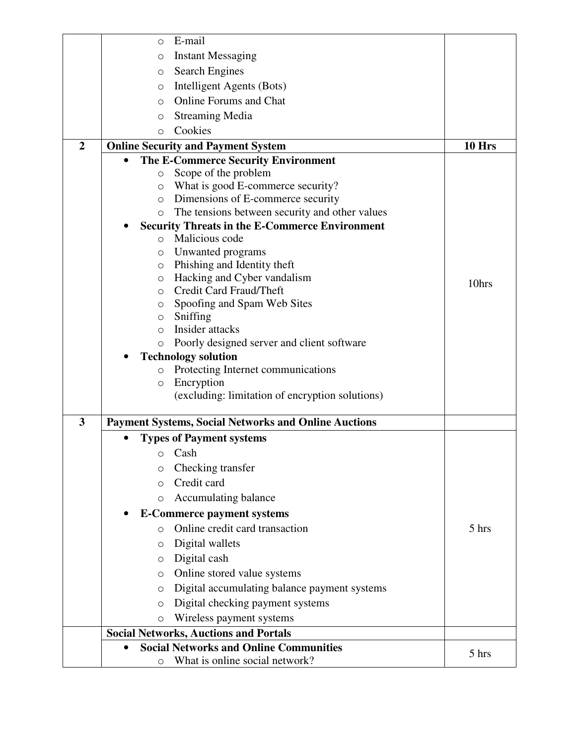| | | |
|---|---|---|
| | ○ E-mail<br>○ Instant Messaging<br>○ Search Engines<br>○ Intelligent Agents (Bots)<br>○ Online Forums and Chat<br>○ Streaming Media<br>○ Cookies | |
| **2** | **Online Security and Payment System** | **10 Hrs** |
| | • **The E-Commerce Security Environment**<br>○ Scope of the problem<br>○ What is good E-commerce security?<br>○ Dimensions of E-commerce security<br>○ The tensions between security and other values<br>• **Security Threats in the E-Commerce Environment**<br>○ Malicious code<br>○ Unwanted programs<br>○ Phishing and Identity theft<br>○ Hacking and Cyber vandalism<br>○ Credit Card Fraud/Theft<br>○ Spoofing and Spam Web Sites<br>○ Sniffing<br>○ Insider attacks<br>○ Poorly designed server and client software<br>• **Technology solution**<br>○ Protecting Internet communications<br>○ Encryption<br>(excluding: limitation of encryption solutions) | 10hrs |
| **3** | **Payment Systems, Social Networks and Online Auctions** | |
| | • **Types of Payment systems**<br>○ Cash<br>○ Checking transfer<br>○ Credit card<br>○ Accumulating balance<br>• **E-Commerce payment systems**<br>○ Online credit card transaction<br>○ Digital wallets<br>○ Digital cash<br>○ Online stored value systems<br>○ Digital accumulating balance payment systems<br>○ Digital checking payment systems<br>○ Wireless payment systems | 5 hrs |
| | **Social Networks, Auctions and Portals** | |
| | • **Social Networks and Online Communities**<br>○ What is online social network? | 5 hrs |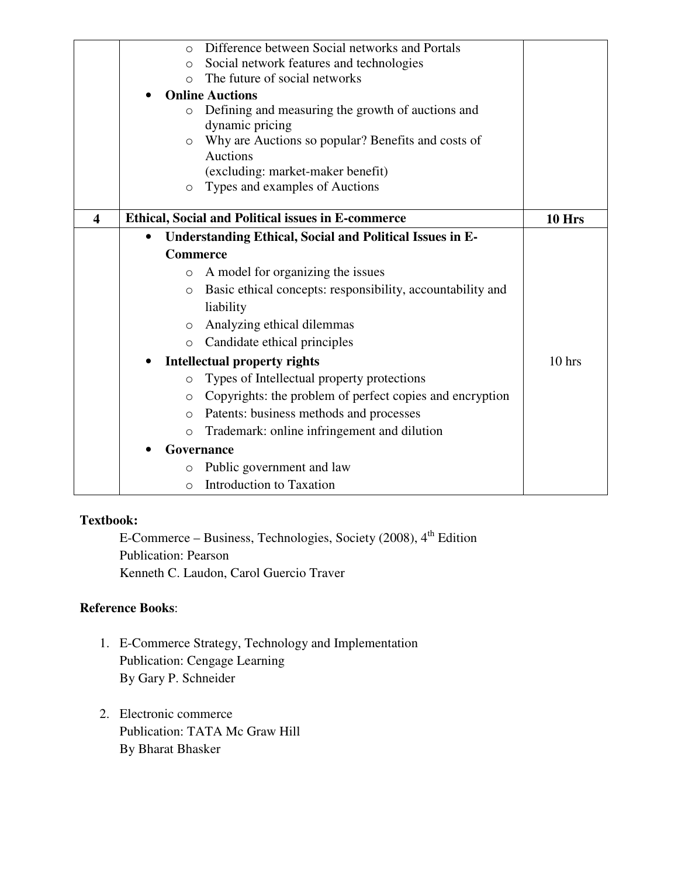| | | |
|---|---|---|
| | ○ Difference between Social networks and Portals<br>○ Social network features and technologies<br>○ The future of social networks<br>• **Online Auctions**<br>○ Defining and measuring the growth of auctions and dynamic pricing<br>○ Why are Auctions so popular? Benefits and costs of Auctions (excluding: market-maker benefit)<br>○ Types and examples of Auctions | |
| **4** | **Ethical, Social and Political issues in E-commerce** | **10 Hrs** |
| | • **Understanding Ethical, Social and Political Issues in E-Commerce**<br>○ A model for organizing the issues<br>○ Basic ethical concepts: responsibility, accountability and liability<br>○ Analyzing ethical dilemmas<br>○ Candidate ethical principles<br>• **Intellectual property rights**<br>○ Types of Intellectual property protections<br>○ Copyrights: the problem of perfect copies and encryption<br>○ Patents: business methods and processes<br>○ Trademark: online infringement and dilution<br>• **Governance**<br>○ Public government and law<br>○ Introduction to Taxation | 10 hrs |

**Textbook:**

E-Commerce – Business, Technologies, Society (2008), 4th Edition
Publication: Pearson
Kenneth C. Laudon, Carol Guercio Traver

**Reference Books**:

1. E-Commerce Strategy, Technology and Implementation
   Publication: Cengage Learning
   By Gary P. Schneider

2. Electronic commerce
   Publication: TATA Mc Graw Hill
   By Bharat Bhasker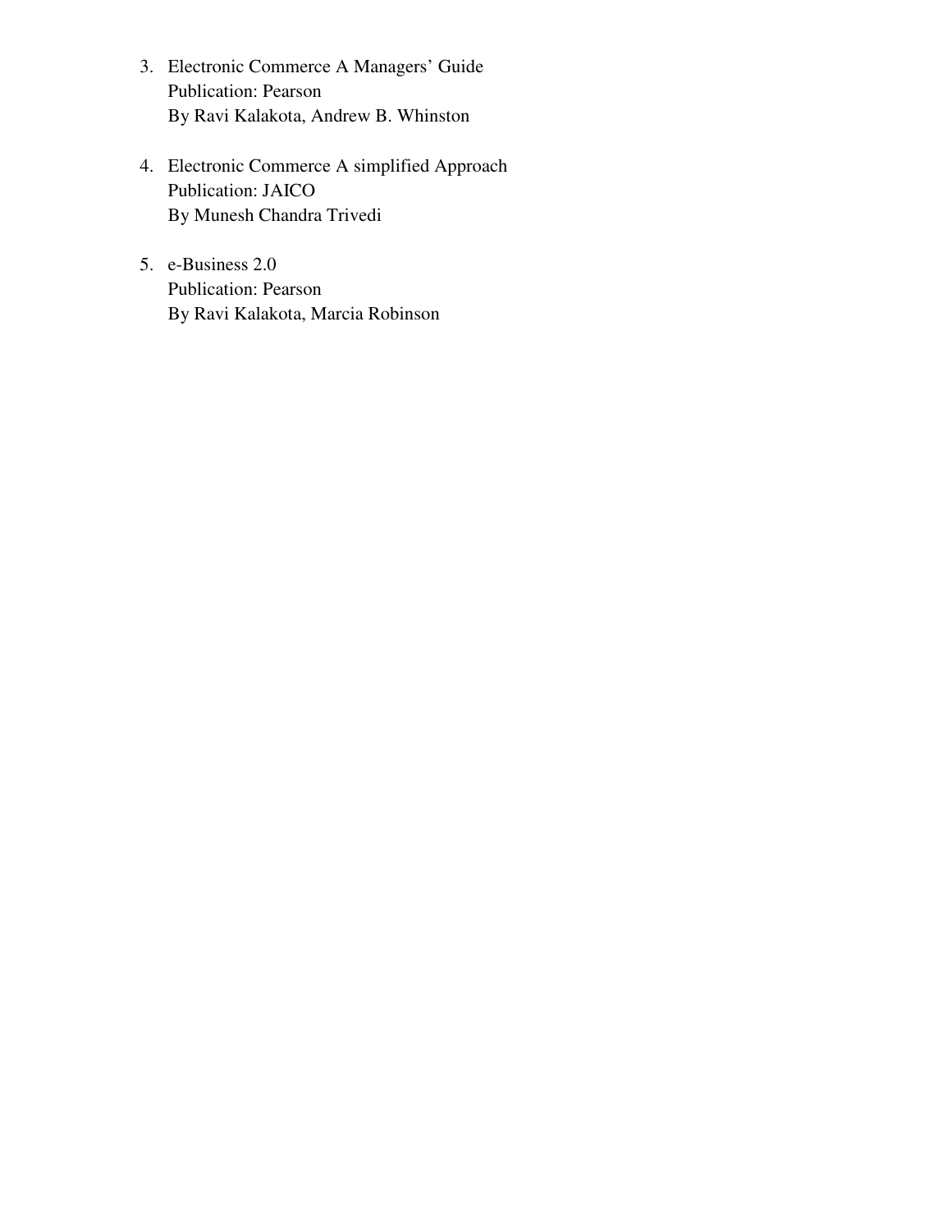3. Electronic Commerce A Managers' Guide  
   Publication: Pearson  
   By Ravi Kalakota, Andrew B. Whinston

4. Electronic Commerce A simplified Approach  
   Publication: JAICO  
   By Munesh Chandra Trivedi

5. e-Business 2.0  
   Publication: Pearson  
   By Ravi Kalakota, Marcia Robinson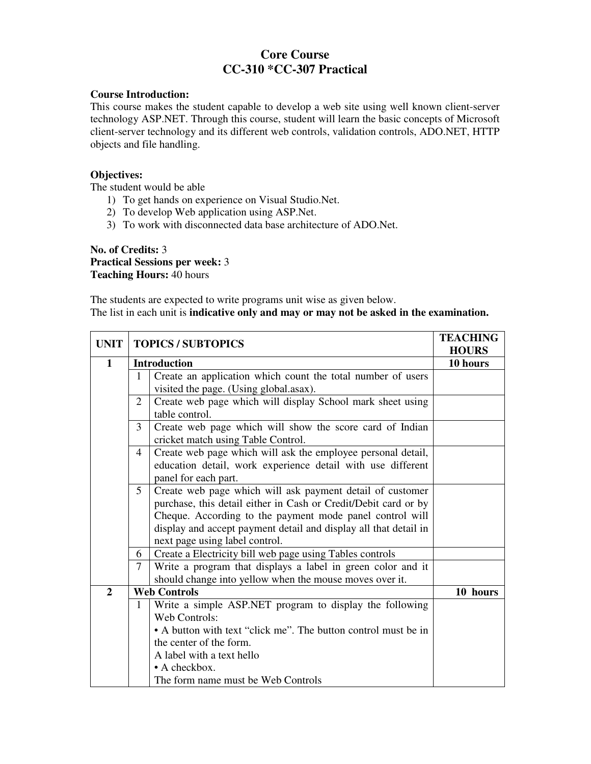# Core Course
# CC-310 *CC-307 Practical

**Course Introduction:**
This course makes the student capable to develop a web site using well known client-server technology ASP.NET. Through this course, student will learn the basic concepts of Microsoft client-server technology and its different web controls, validation controls, ADO.NET, HTTP objects and file handling.

**Objectives:**
The student would be able
1) To get hands on experience on Visual Studio.Net.
2) To develop Web application using ASP.Net.
3) To work with disconnected data base architecture of ADO.Net.

**No. of Credits:** 3
**Practical Sessions per week:** 3
**Teaching Hours:** 40 hours

The students are expected to write programs unit wise as given below.
The list in each unit is **indicative only and may or may not be asked in the examination.**

| UNIT | TOPICS / SUBTOPICS | | TEACHING HOURS |
|---|---|---|---|
| **1** | **Introduction** | | **10 hours** |
| | 1 | Create an application which count the total number of users visited the page. (Using global.asax). | |
| | 2 | Create web page which will display School mark sheet using table control. | |
| | 3 | Create web page which will show the score card of Indian cricket match using Table Control. | |
| | 4 | Create web page which will ask the employee personal detail, education detail, work experience detail with use different panel for each part. | |
| | 5 | Create web page which will ask payment detail of customer purchase, this detail either in Cash or Credit/Debit card or by Cheque. According to the payment mode panel control will display and accept payment detail and display all that detail in next page using label control. | |
| | 6 | Create a Electricity bill web page using Tables controls | |
| | 7 | Write a program that displays a label in green color and it should change into yellow when the mouse moves over it. | |
| **2** | **Web Controls** | | **10 hours** |
| | 1 | Write a simple ASP.NET program to display the following Web Controls:<br>• A button with text "click me". The button control must be in the center of the form.<br>A label with a text hello<br>• A checkbox.<br>The form name must be Web Controls | |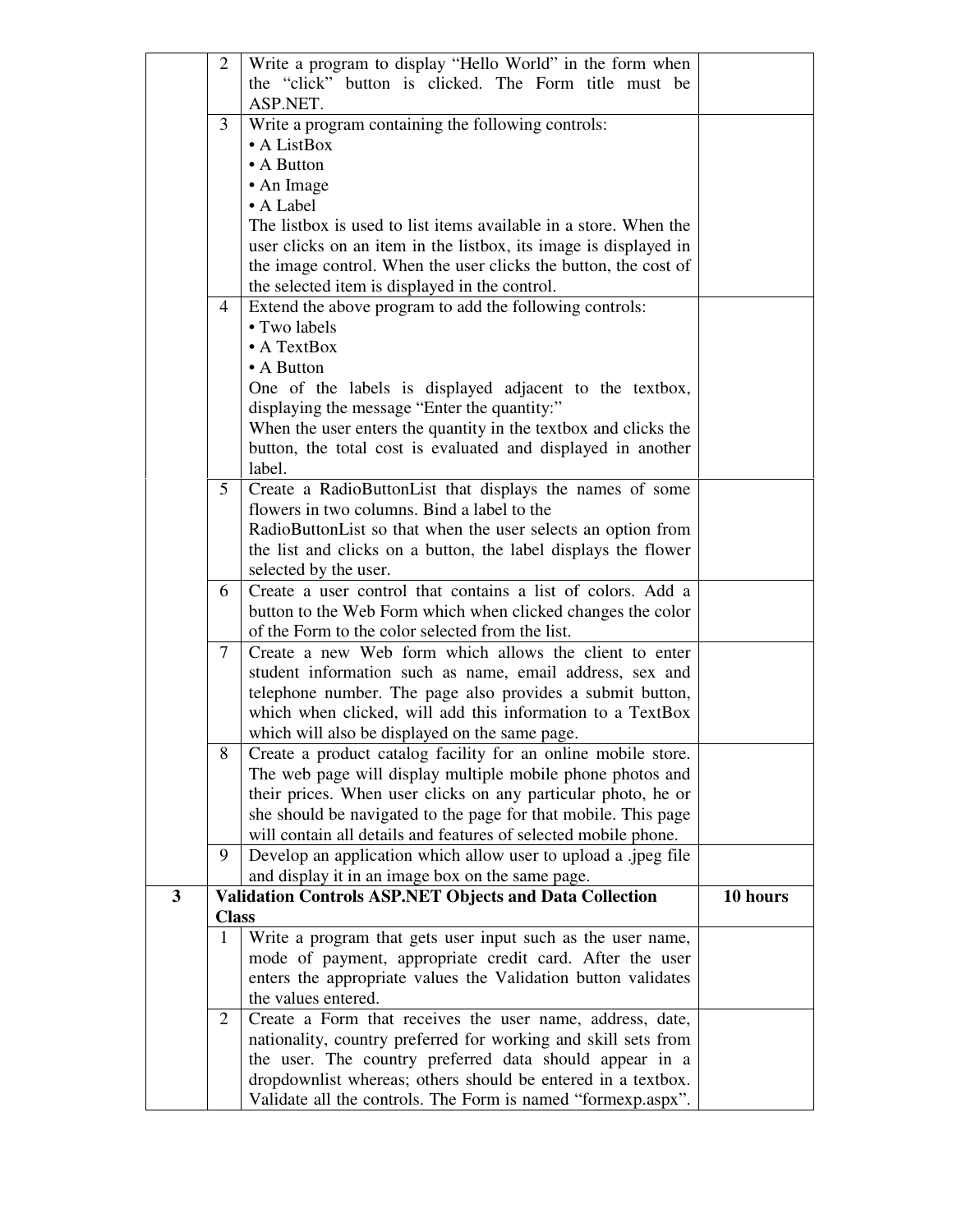| | | | |
|---|---|---|---|
| | 2 | Write a program to display "Hello World" in the form when the "click" button is clicked. The Form title must be ASP.NET. | |
| | 3 | Write a program containing the following controls:<br>• A ListBox<br>• A Button<br>• An Image<br>• A Label<br>The listbox is used to list items available in a store. When the user clicks on an item in the listbox, its image is displayed in the image control. When the user clicks the button, the cost of the selected item is displayed in the control. | |
| | 4 | Extend the above program to add the following controls:<br>• Two labels<br>• A TextBox<br>• A Button<br>One of the labels is displayed adjacent to the textbox, displaying the message "Enter the quantity:"<br>When the user enters the quantity in the textbox and clicks the button, the total cost is evaluated and displayed in another label. | |
| | 5 | Create a RadioButtonList that displays the names of some flowers in two columns. Bind a label to the RadioButtonList so that when the user selects an option from the list and clicks on a button, the label displays the flower selected by the user. | |
| | 6 | Create a user control that contains a list of colors. Add a button to the Web Form which when clicked changes the color of the Form to the color selected from the list. | |
| | 7 | Create a new Web form which allows the client to enter student information such as name, email address, sex and telephone number. The page also provides a submit button, which when clicked, will add this information to a TextBox which will also be displayed on the same page. | |
| | 8 | Create a product catalog facility for an online mobile store. The web page will display multiple mobile phone photos and their prices. When user clicks on any particular photo, he or she should be navigated to the page for that mobile. This page will contain all details and features of selected mobile phone. | |
| | 9 | Develop an application which allow user to upload a .jpeg file and display it in an image box on the same page. | |
| **3** | **Validation Controls ASP.NET Objects and Data Collection Class** | | **10 hours** |
| | 1 | Write a program that gets user input such as the user name, mode of payment, appropriate credit card. After the user enters the appropriate values the Validation button validates the values entered. | |
| | 2 | Create a Form that receives the user name, address, date, nationality, country preferred for working and skill sets from the user. The country preferred data should appear in a dropdownlist whereas; others should be entered in a textbox. Validate all the controls. The Form is named "formexp.aspx". | |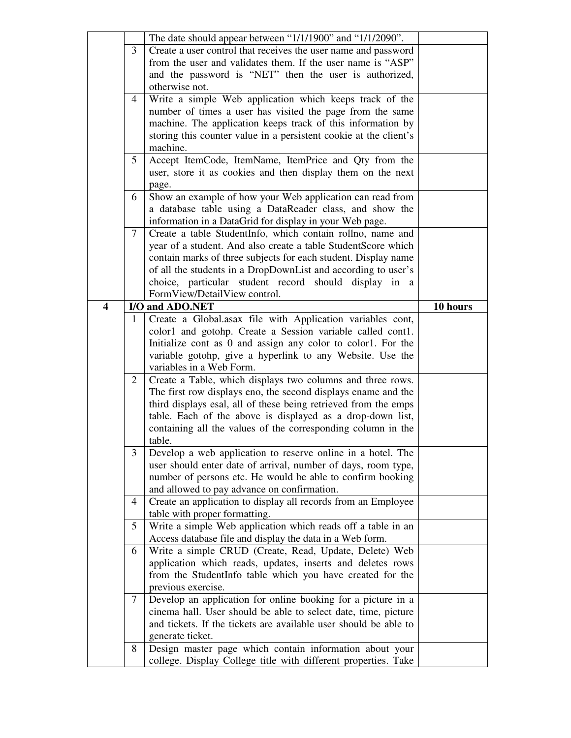| | | | |
|---|---|---|---|
| | | The date should appear between "1/1/1900" and "1/1/2090". | |
| | 3 | Create a user control that receives the user name and password from the user and validates them. If the user name is "ASP" and the password is "NET" then the user is authorized, otherwise not. | |
| | 4 | Write a simple Web application which keeps track of the number of times a user has visited the page from the same machine. The application keeps track of this information by storing this counter value in a persistent cookie at the client's machine. | |
| | 5 | Accept ItemCode, ItemName, ItemPrice and Qty from the user, store it as cookies and then display them on the next page. | |
| | 6 | Show an example of how your Web application can read from a database table using a DataReader class, and show the information in a DataGrid for display in your Web page. | |
| | 7 | Create a table StudentInfo, which contain rollno, name and year of a student. And also create a table StudentScore which contain marks of three subjects for each student. Display name of all the students in a DropDownList and according to user's choice, particular student record should display in a FormView/DetailView control. | |
| **4** | **I/O and ADO.NET** | | **10 hours** |
| | 1 | Create a Global.asax file with Application variables cont, color1 and gotohp. Create a Session variable called cont1. Initialize cont as 0 and assign any color to color1. For the variable gotohp, give a hyperlink to any Website. Use the variables in a Web Form. | |
| | 2 | Create a Table, which displays two columns and three rows. The first row displays eno, the second displays ename and the third displays esal, all of these being retrieved from the emps table. Each of the above is displayed as a drop-down list, containing all the values of the corresponding column in the table. | |
| | 3 | Develop a web application to reserve online in a hotel. The user should enter date of arrival, number of days, room type, number of persons etc. He would be able to confirm booking and allowed to pay advance on confirmation. | |
| | 4 | Create an application to display all records from an Employee table with proper formatting. | |
| | 5 | Write a simple Web application which reads off a table in an Access database file and display the data in a Web form. | |
| | 6 | Write a simple CRUD (Create, Read, Update, Delete) Web application which reads, updates, inserts and deletes rows from the StudentInfo table which you have created for the previous exercise. | |
| | 7 | Develop an application for online booking for a picture in a cinema hall. User should be able to select date, time, picture and tickets. If the tickets are available user should be able to generate ticket. | |
| | 8 | Design master page which contain information about your college. Display College title with different properties. Take | |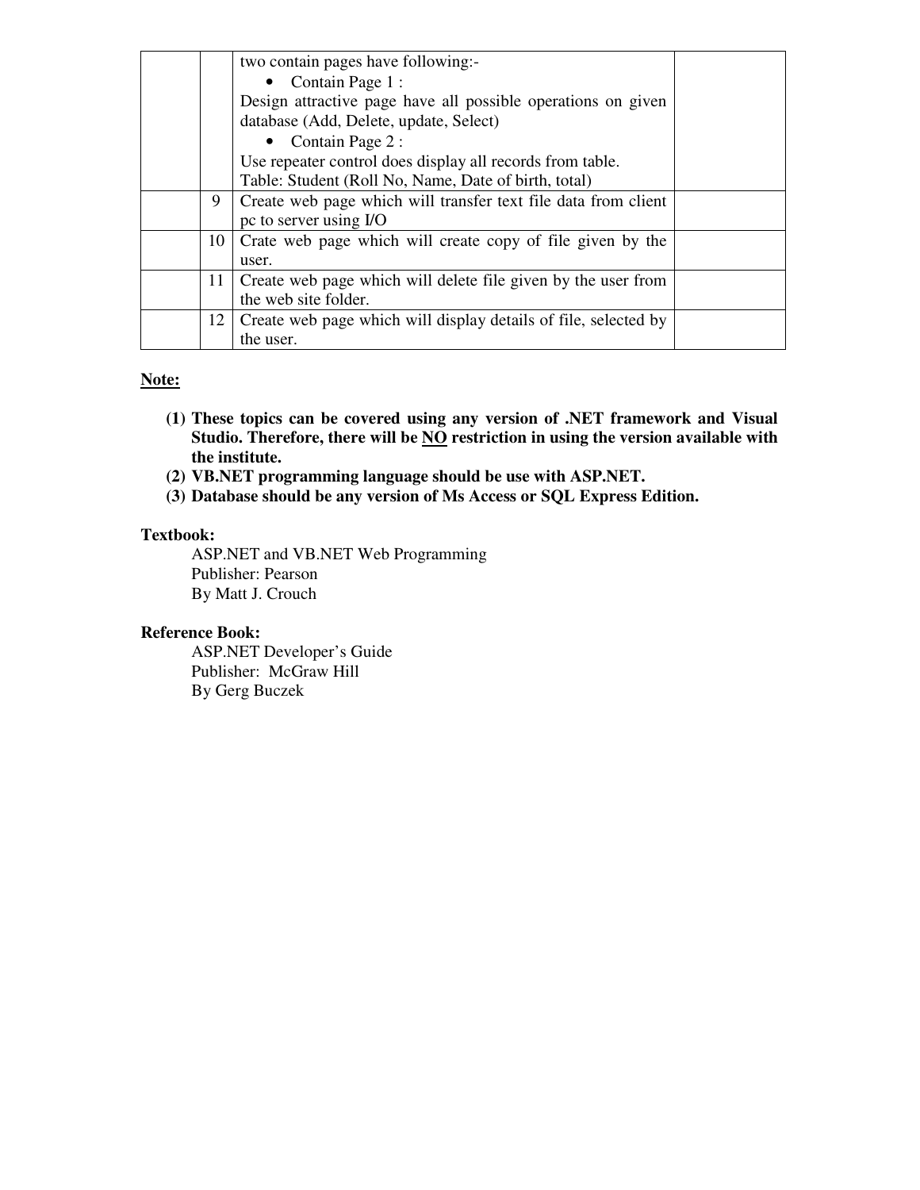| | | | |
|---|---|---|---|
| | | two contain pages have following:-<br>• Contain Page 1 :<br>Design attractive page have all possible operations on given database (Add, Delete, update, Select)<br>• Contain Page 2 :<br>Use repeater control does display all records from table.<br>Table: Student (Roll No, Name, Date of birth, total) | |
| | 9 | Create web page which will transfer text file data from client pc to server using I/O | |
| | 10 | Crate web page which will create copy of file given by the user. | |
| | 11 | Create web page which will delete file given by the user from the web site folder. | |
| | 12 | Create web page which will display details of file, selected by the user. | |

**Note:**

1. **These topics can be covered using any version of .NET framework and Visual Studio. Therefore, there will be NO restriction in using the version available with the institute.**
2. **VB.NET programming language should be use with ASP.NET.**
3. **Database should be any version of Ms Access or SQL Express Edition.**

**Textbook:**

ASP.NET and VB.NET Web Programming
Publisher: Pearson
By Matt J. Crouch

**Reference Book:**

ASP.NET Developer's Guide
Publisher: McGraw Hill
By Gerg Buczek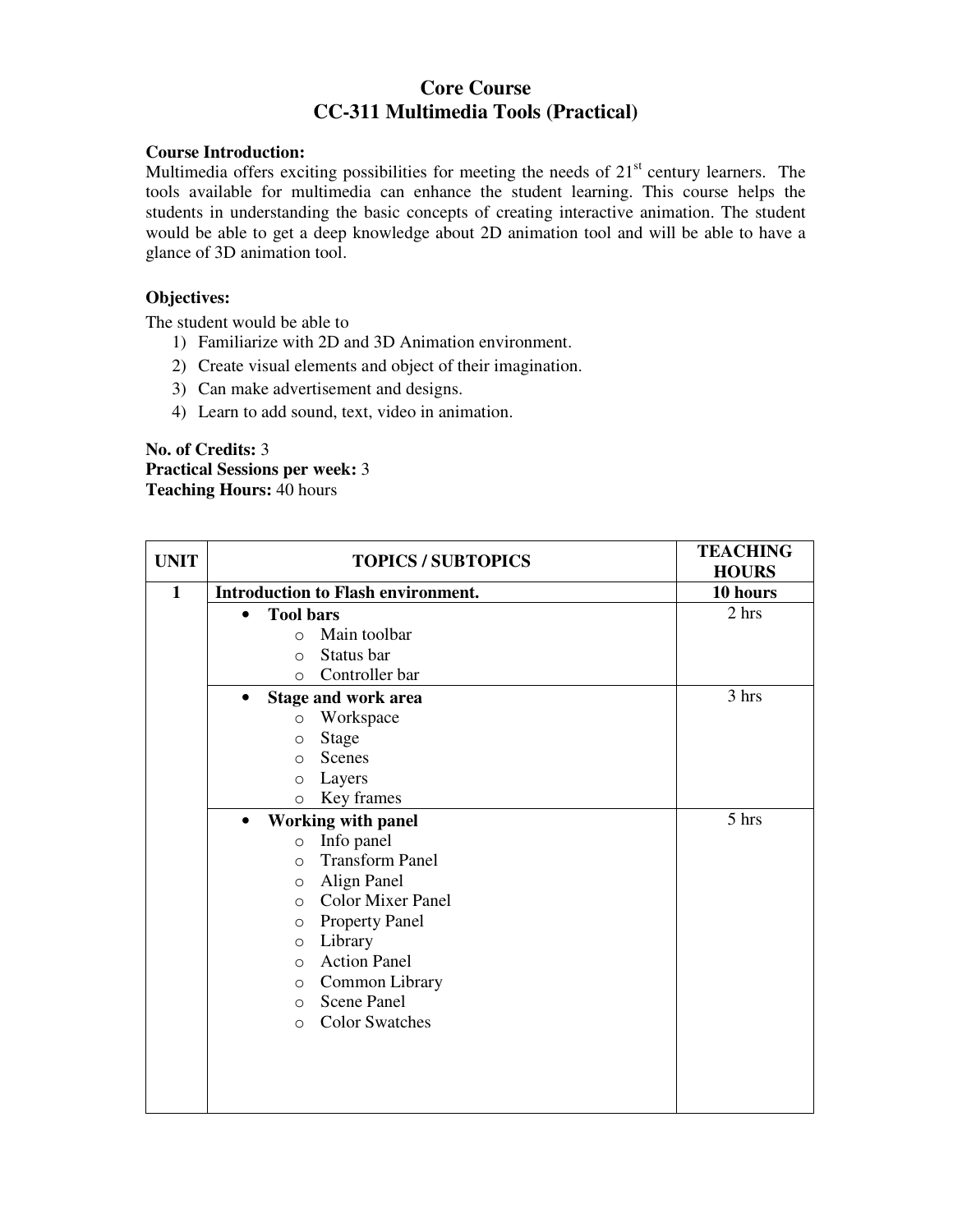# Core Course

## CC-311 Multimedia Tools (Practical)

**Course Introduction:**

Multimedia offers exciting possibilities for meeting the needs of 21st century learners. The tools available for multimedia can enhance the student learning. This course helps the students in understanding the basic concepts of creating interactive animation. The student would be able to get a deep knowledge about 2D animation tool and will be able to have a glance of 3D animation tool.

**Objectives:**

The student would be able to

1) Familiarize with 2D and 3D Animation environment.
2) Create visual elements and object of their imagination.
3) Can make advertisement and designs.
4) Learn to add sound, text, video in animation.

**No. of Credits:** 3
**Practical Sessions per week:** 3
**Teaching Hours:** 40 hours

| UNIT | TOPICS / SUBTOPICS | TEACHING HOURS |
|---|---|---|
| **1** | **Introduction to Flash environment.** | **10 hours** |
| | • **Tool bars**<br>○ Main toolbar<br>○ Status bar<br>○ Controller bar | 2 hrs |
| | • **Stage and work area**<br>○ Workspace<br>○ Stage<br>○ Scenes<br>○ Layers<br>○ Key frames | 3 hrs |
| | • **Working with panel**<br>○ Info panel<br>○ Transform Panel<br>○ Align Panel<br>○ Color Mixer Panel<br>○ Property Panel<br>○ Library<br>○ Action Panel<br>○ Common Library<br>○ Scene Panel<br>○ Color Swatches | 5 hrs |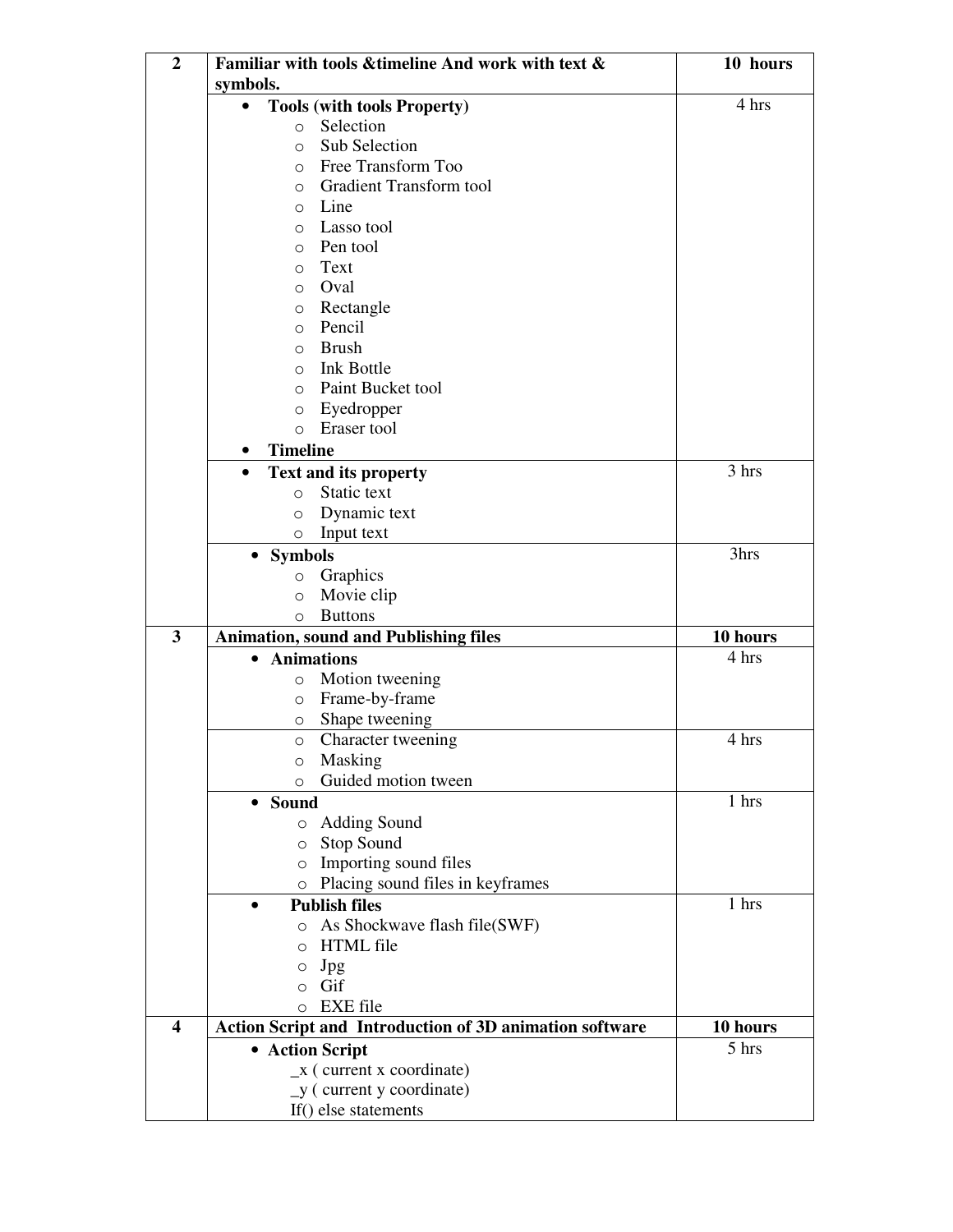| | | |
|---|---|---|
| **2** | **Familiar with tools &timeline And work with text & symbols.** | **10 hours** |
| | • **Tools (with tools Property)**<br>○ Selection<br>○ Sub Selection<br>○ Free Transform Too<br>○ Gradient Transform tool<br>○ Line<br>○ Lasso tool<br>○ Pen tool<br>○ Text<br>○ Oval<br>○ Rectangle<br>○ Pencil<br>○ Brush<br>○ Ink Bottle<br>○ Paint Bucket tool<br>○ Eyedropper<br>○ Eraser tool<br>• **Timeline** | 4 hrs |
| | • **Text and its property**<br>○ Static text<br>○ Dynamic text<br>○ Input text | 3 hrs |
| | • **Symbols**<br>○ Graphics<br>○ Movie clip<br>○ Buttons | 3hrs |
| **3** | **Animation, sound and Publishing files** | **10 hours** |
| | • **Animations**<br>○ Motion tweening<br>○ Frame-by-frame<br>○ Shape tweening | 4 hrs |
| | ○ Character tweening<br>○ Masking<br>○ Guided motion tween | 4 hrs |
| | • **Sound**<br>○ Adding Sound<br>○ Stop Sound<br>○ Importing sound files<br>○ Placing sound files in keyframes | 1 hrs |
| | • **Publish files**<br>○ As Shockwave flash file(SWF)<br>○ HTML file<br>○ Jpg<br>○ Gif<br>○ EXE file | 1 hrs |
| **4** | **Action Script and Introduction of 3D animation software** | **10 hours** |
| | • **Action Script**<br>_x ( current x coordinate)<br>_y ( current y coordinate)<br>If() else statements | 5 hrs |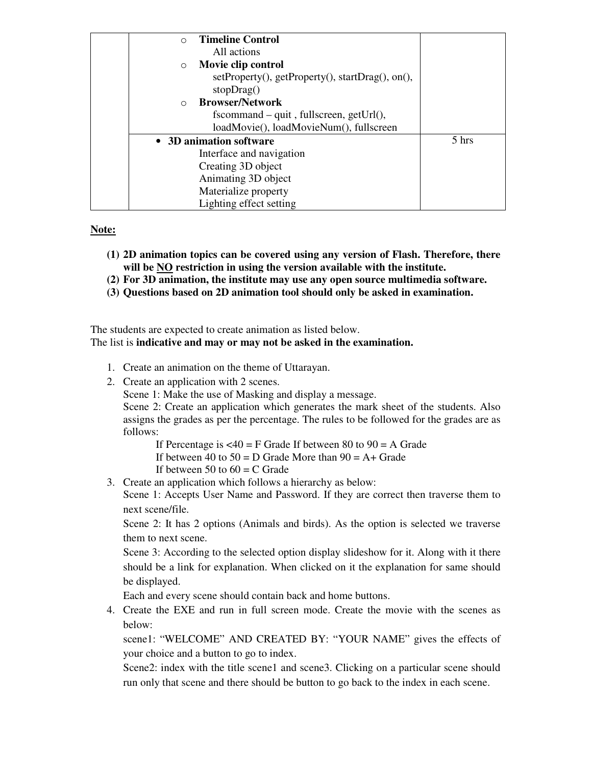|  | ◦ **Timeline Control**<br>All actions<br>◦ **Movie clip control**<br>setProperty(), getProperty(), startDrag(), on(), stopDrag()<br>◦ **Browser/Network**<br>fscommand – quit , fullscreen, getUrl(), loadMovie(), loadMovieNum(), fullscreen |  |
|---|---|---|
|  | • **3D animation software**<br>Interface and navigation<br>Creating 3D object<br>Animating 3D object<br>Materialize property<br>Lighting effect setting | 5 hrs |

**Note:**

(1) **2D animation topics can be covered using any version of Flash. Therefore, there will be NO restriction in using the version available with the institute.**
(2) **For 3D animation, the institute may use any open source multimedia software.**
(3) **Questions based on 2D animation tool should only be asked in examination.**

The students are expected to create animation as listed below.
The list is **indicative and may or may not be asked in the examination.**

1. Create an animation on the theme of Uttarayan.
2. Create an application with 2 scenes.
   Scene 1: Make the use of Masking and display a message.
   Scene 2: Create an application which generates the mark sheet of the students. Also assigns the grades as per the percentage. The rules to be followed for the grades are as follows:
   If Percentage is <40 = F Grade If between 80 to 90 = A Grade
   If between 40 to 50 = D Grade More than 90 = A+ Grade
   If between 50 to 60 = C Grade
3. Create an application which follows a hierarchy as below:
   Scene 1: Accepts User Name and Password. If they are correct then traverse them to next scene/file.
   Scene 2: It has 2 options (Animals and birds). As the option is selected we traverse them to next scene.
   Scene 3: According to the selected option display slideshow for it. Along with it there should be a link for explanation. When clicked on it the explanation for same should be displayed.
   Each and every scene should contain back and home buttons.
4. Create the EXE and run in full screen mode. Create the movie with the scenes as below:
   scene1: "WELCOME" AND CREATED BY: "YOUR NAME" gives the effects of your choice and a button to go to index.
   Scene2: index with the title scene1 and scene3. Clicking on a particular scene should run only that scene and there should be button to go back to the index in each scene.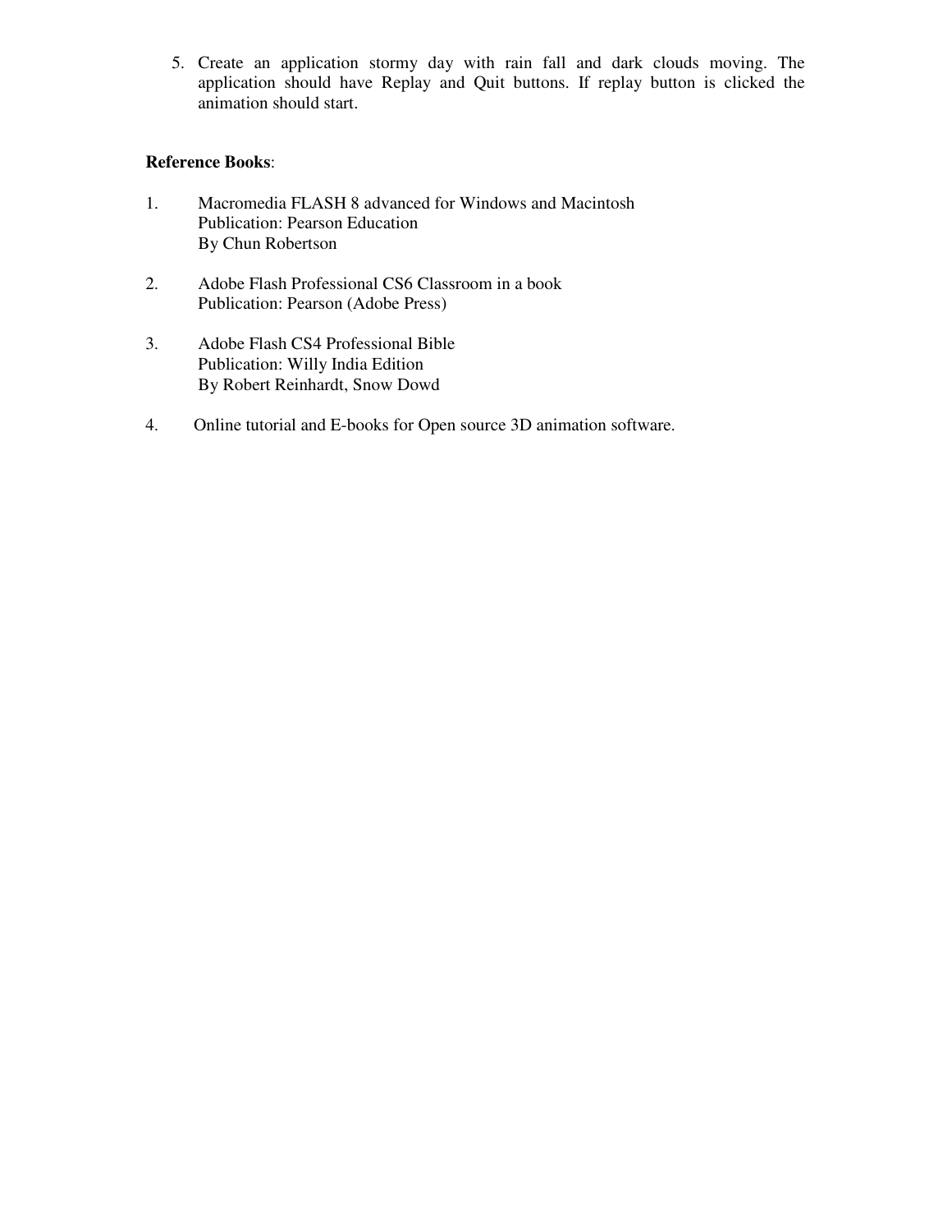5. Create an application stormy day with rain fall and dark clouds moving. The application should have Replay and Quit buttons. If replay button is clicked the animation should start.

**Reference Books**:

1. Macromedia FLASH 8 advanced for Windows and Macintosh
   Publication: Pearson Education
   By Chun Robertson

2. Adobe Flash Professional CS6 Classroom in a book
   Publication: Pearson (Adobe Press)

3. Adobe Flash CS4 Professional Bible
   Publication: Willy India Edition
   By Robert Reinhardt, Snow Dowd

4. Online tutorial and E-books for Open source 3D animation software.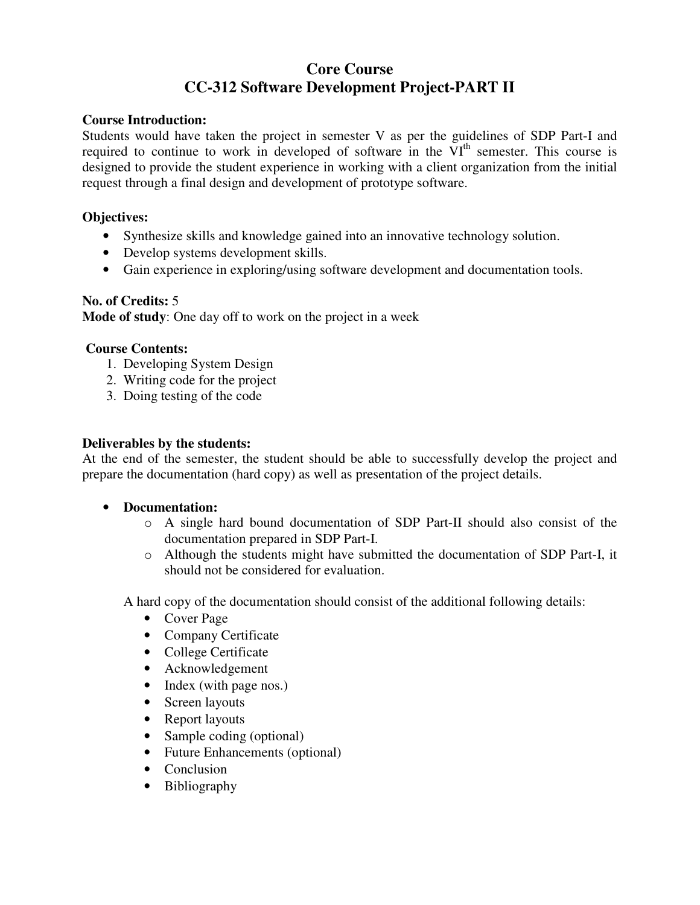# Core Course
# CC-312 Software Development Project-PART II

**Course Introduction:**
Students would have taken the project in semester V as per the guidelines of SDP Part-I and required to continue to work in developed of software in the VI$^{th}$ semester. This course is designed to provide the student experience in working with a client organization from the initial request through a final design and development of prototype software.

**Objectives:**

- Synthesize skills and knowledge gained into an innovative technology solution.
- Develop systems development skills.
- Gain experience in exploring/using software development and documentation tools.

**No. of Credits:** 5
**Mode of study**: One day off to work on the project in a week

**Course Contents:**

1. Developing System Design
2. Writing code for the project
3. Doing testing of the code

**Deliverables by the students:**
At the end of the semester, the student should be able to successfully develop the project and prepare the documentation (hard copy) as well as presentation of the project details.

- **Documentation:**
  - A single hard bound documentation of SDP Part-II should also consist of the documentation prepared in SDP Part-I.
  - Although the students might have submitted the documentation of SDP Part-I, it should not be considered for evaluation.

  A hard copy of the documentation should consist of the additional following details:
  - Cover Page
  - Company Certificate
  - College Certificate
  - Acknowledgement
  - Index (with page nos.)
  - Screen layouts
  - Report layouts
  - Sample coding (optional)
  - Future Enhancements (optional)
  - Conclusion
  - Bibliography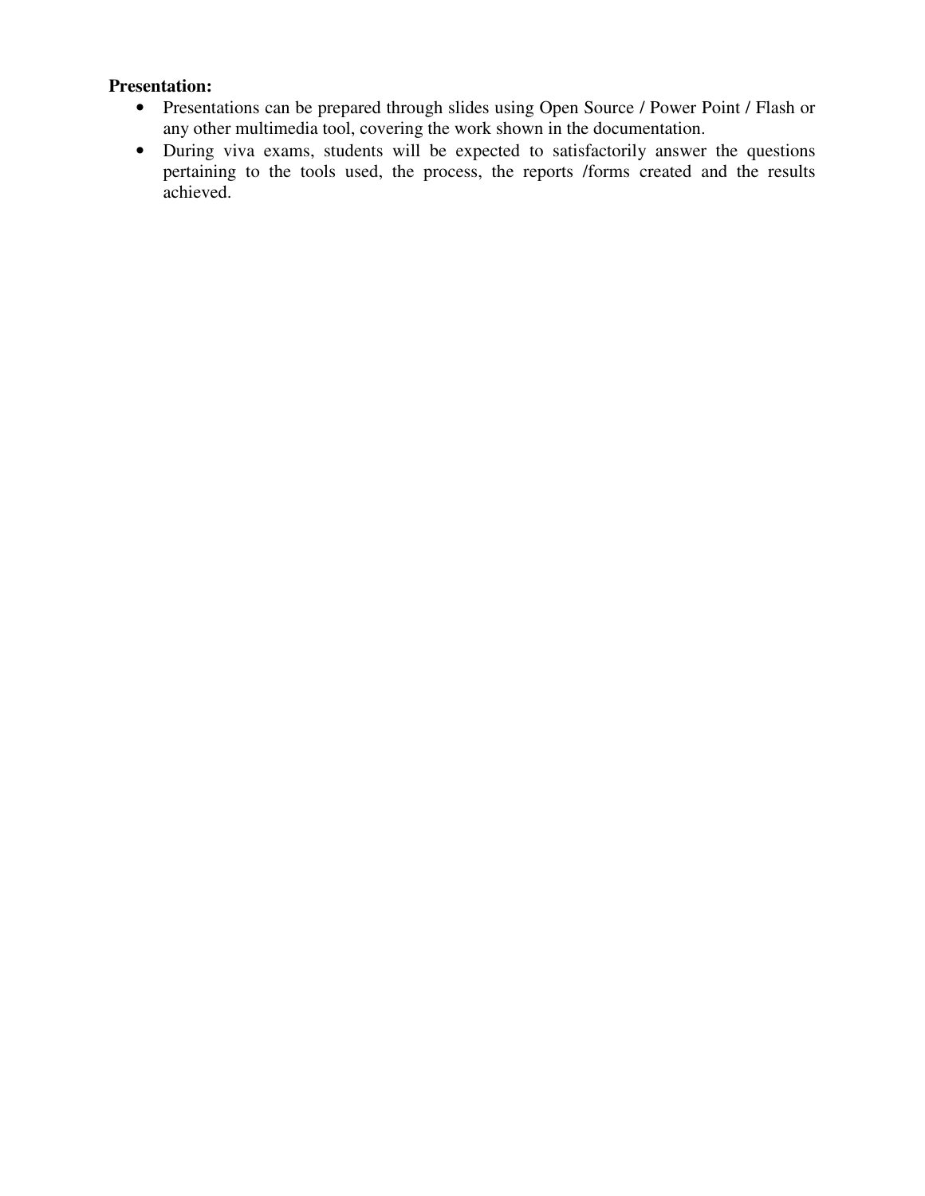**Presentation:**

- Presentations can be prepared through slides using Open Source / Power Point / Flash or any other multimedia tool, covering the work shown in the documentation.
- During viva exams, students will be expected to satisfactorily answer the questions pertaining to the tools used, the process, the reports /forms created and the results achieved.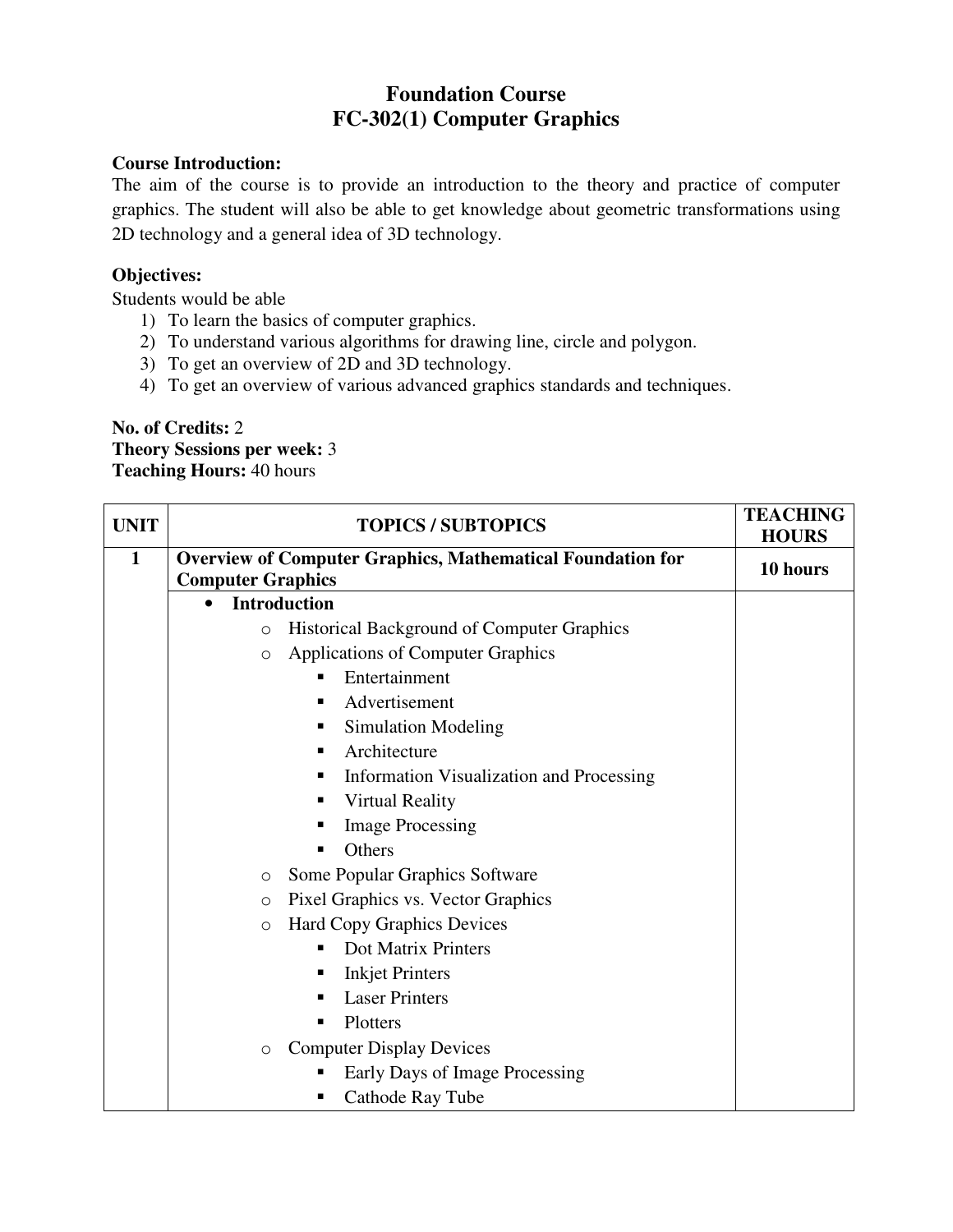# Foundation Course
## FC-302(1) Computer Graphics

**Course Introduction:**
The aim of the course is to provide an introduction to the theory and practice of computer graphics. The student will also be able to get knowledge about geometric transformations using 2D technology and a general idea of 3D technology.

**Objectives:**
Students would be able
1) To learn the basics of computer graphics.
2) To understand various algorithms for drawing line, circle and polygon.
3) To get an overview of 2D and 3D technology.
4) To get an overview of various advanced graphics standards and techniques.

**No. of Credits:** 2
**Theory Sessions per week:** 3
**Teaching Hours:** 40 hours

| UNIT | TOPICS / SUBTOPICS | TEACHING HOURS |
|---|---|---|
| **1** | **Overview of Computer Graphics, Mathematical Foundation for Computer Graphics** | **10 hours** |
| | • **Introduction**<br>  o Historical Background of Computer Graphics<br>  o Applications of Computer Graphics<br>    ▪ Entertainment<br>    ▪ Advertisement<br>    ▪ Simulation Modeling<br>    ▪ Architecture<br>    ▪ Information Visualization and Processing<br>    ▪ Virtual Reality<br>    ▪ Image Processing<br>    ▪ Others<br>  o Some Popular Graphics Software<br>  o Pixel Graphics vs. Vector Graphics<br>  o Hard Copy Graphics Devices<br>    ▪ Dot Matrix Printers<br>    ▪ Inkjet Printers<br>    ▪ Laser Printers<br>    ▪ Plotters<br>  o Computer Display Devices<br>    ▪ Early Days of Image Processing<br>    ▪ Cathode Ray Tube | |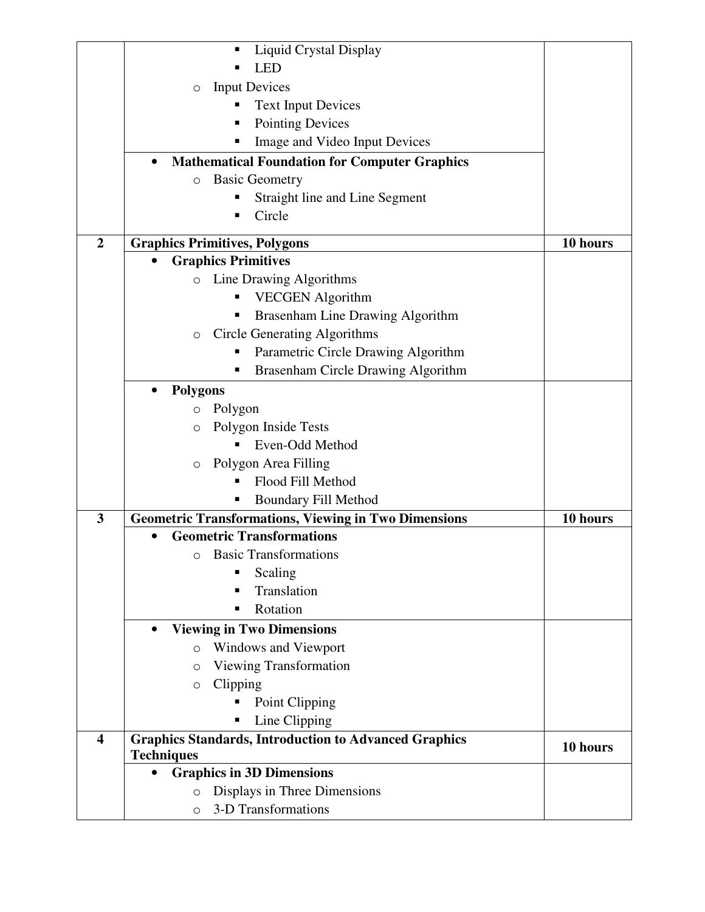| | | |
|---|---|---|
| | ▪ Liquid Crystal Display<br>▪ LED<br>o Input Devices<br>▪ Text Input Devices<br>▪ Pointing Devices<br>▪ Image and Video Input Devices | |
| | • **Mathematical Foundation for Computer Graphics**<br>o Basic Geometry<br>▪ Straight line and Line Segment<br>▪ Circle | |
| **2** | **Graphics Primitives, Polygons** | **10 hours** |
| | • **Graphics Primitives**<br>o Line Drawing Algorithms<br>▪ VECGEN Algorithm<br>▪ Brasenham Line Drawing Algorithm<br>o Circle Generating Algorithms<br>▪ Parametric Circle Drawing Algorithm<br>▪ Brasenham Circle Drawing Algorithm | |
| | • **Polygons**<br>o Polygon<br>o Polygon Inside Tests<br>▪ Even-Odd Method<br>o Polygon Area Filling<br>▪ Flood Fill Method<br>▪ Boundary Fill Method | |
| **3** | **Geometric Transformations, Viewing in Two Dimensions** | **10 hours** |
| | • **Geometric Transformations**<br>o Basic Transformations<br>▪ Scaling<br>▪ Translation<br>▪ Rotation | |
| | • **Viewing in Two Dimensions**<br>o Windows and Viewport<br>o Viewing Transformation<br>o Clipping<br>▪ Point Clipping<br>▪ Line Clipping | |
| **4** | **Graphics Standards, Introduction to Advanced Graphics Techniques** | **10 hours** |
| | • **Graphics in 3D Dimensions**<br>o Displays in Three Dimensions<br>o 3-D Transformations | |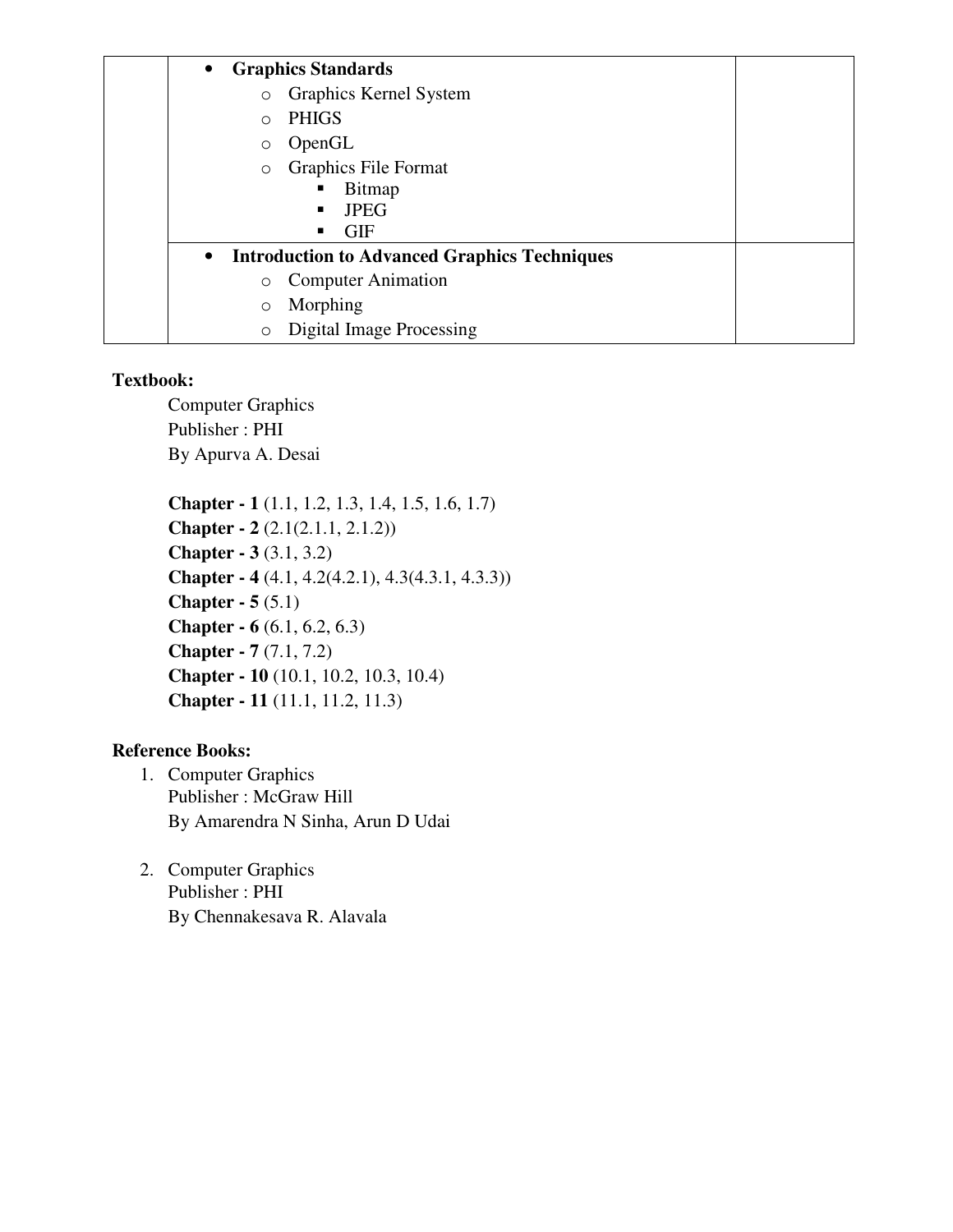| | Content | |
|---|---|---|
| | • **Graphics Standards**<br>&nbsp;&nbsp;&nbsp;&nbsp;o Graphics Kernel System<br>&nbsp;&nbsp;&nbsp;&nbsp;o PHIGS<br>&nbsp;&nbsp;&nbsp;&nbsp;o OpenGL<br>&nbsp;&nbsp;&nbsp;&nbsp;o Graphics File Format<br>&nbsp;&nbsp;&nbsp;&nbsp;&nbsp;&nbsp;&nbsp;&nbsp;▪ Bitmap<br>&nbsp;&nbsp;&nbsp;&nbsp;&nbsp;&nbsp;&nbsp;&nbsp;▪ JPEG<br>&nbsp;&nbsp;&nbsp;&nbsp;&nbsp;&nbsp;&nbsp;&nbsp;▪ GIF | |
| | • **Introduction to Advanced Graphics Techniques**<br>&nbsp;&nbsp;&nbsp;&nbsp;o Computer Animation<br>&nbsp;&nbsp;&nbsp;&nbsp;o Morphing<br>&nbsp;&nbsp;&nbsp;&nbsp;o Digital Image Processing | |

**Textbook:**

Computer Graphics
Publisher : PHI
By Apurva A. Desai

**Chapter - 1** (1.1, 1.2, 1.3, 1.4, 1.5, 1.6, 1.7)
**Chapter - 2** (2.1(2.1.1, 2.1.2))
**Chapter - 3** (3.1, 3.2)
**Chapter - 4** (4.1, 4.2(4.2.1), 4.3(4.3.1, 4.3.3))
**Chapter - 5** (5.1)
**Chapter - 6** (6.1, 6.2, 6.3)
**Chapter - 7** (7.1, 7.2)
**Chapter - 10** (10.1, 10.2, 10.3, 10.4)
**Chapter - 11** (11.1, 11.2, 11.3)

**Reference Books:**

1. Computer Graphics
   Publisher : McGraw Hill
   By Amarendra N Sinha, Arun D Udai

2. Computer Graphics
   Publisher : PHI
   By Chennakesava R. Alavala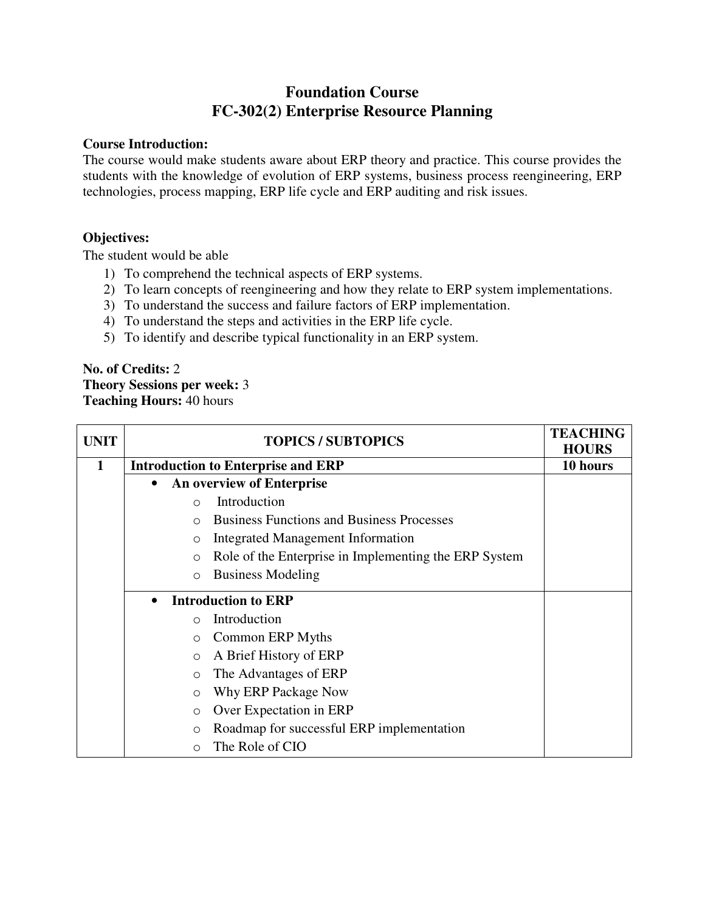# Foundation Course
# FC-302(2) Enterprise Resource Planning

**Course Introduction:**
The course would make students aware about ERP theory and practice. This course provides the students with the knowledge of evolution of ERP systems, business process reengineering, ERP technologies, process mapping, ERP life cycle and ERP auditing and risk issues.

**Objectives:**
The student would be able

1) To comprehend the technical aspects of ERP systems.
2) To learn concepts of reengineering and how they relate to ERP system implementations.
3) To understand the success and failure factors of ERP implementation.
4) To understand the steps and activities in the ERP life cycle.
5) To identify and describe typical functionality in an ERP system.

**No. of Credits:** 2
**Theory Sessions per week:** 3
**Teaching Hours:** 40 hours

| UNIT | TOPICS / SUBTOPICS | TEACHING HOURS |
|---|---|---|
| 1 | **Introduction to Enterprise and ERP** | **10 hours** |
| | • **An overview of Enterprise**<br>○ Introduction<br>○ Business Functions and Business Processes<br>○ Integrated Management Information<br>○ Role of the Enterprise in Implementing the ERP System<br>○ Business Modeling | |
| | • **Introduction to ERP**<br>○ Introduction<br>○ Common ERP Myths<br>○ A Brief History of ERP<br>○ The Advantages of ERP<br>○ Why ERP Package Now<br>○ Over Expectation in ERP<br>○ Roadmap for successful ERP implementation<br>○ The Role of CIO | |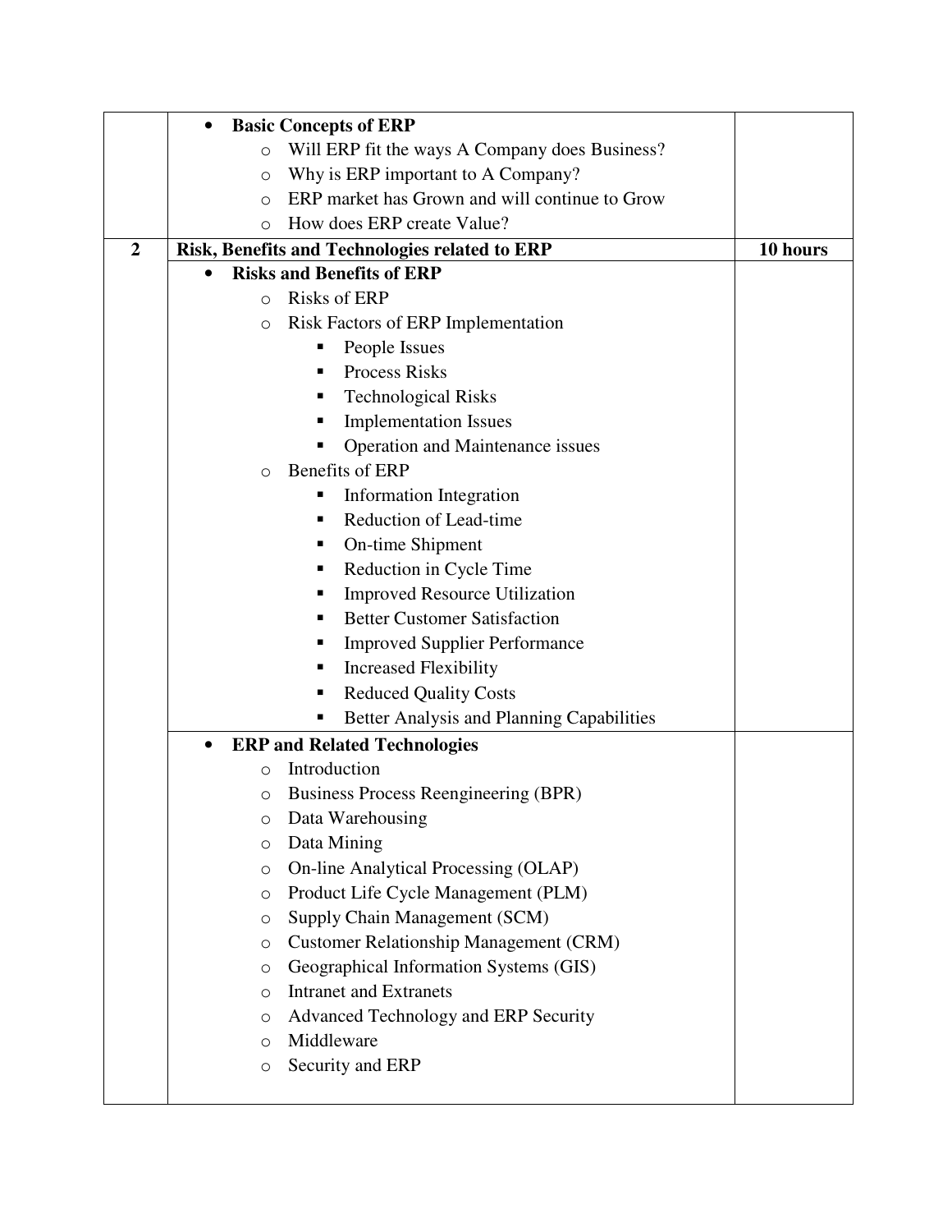| | | |
|---|---|---|
| | • **Basic Concepts of ERP**<br>  ○ Will ERP fit the ways A Company does Business?<br>  ○ Why is ERP important to A Company?<br>  ○ ERP market has Grown and will continue to Grow<br>  ○ How does ERP create Value? | |
| **2** | **Risk, Benefits and Technologies related to ERP** | **10 hours** |
| | • **Risks and Benefits of ERP**<br>  ○ Risks of ERP<br>  ○ Risk Factors of ERP Implementation<br>    ▪ People Issues<br>    ▪ Process Risks<br>    ▪ Technological Risks<br>    ▪ Implementation Issues<br>    ▪ Operation and Maintenance issues<br>  ○ Benefits of ERP<br>    ▪ Information Integration<br>    ▪ Reduction of Lead-time<br>    ▪ On-time Shipment<br>    ▪ Reduction in Cycle Time<br>    ▪ Improved Resource Utilization<br>    ▪ Better Customer Satisfaction<br>    ▪ Improved Supplier Performance<br>    ▪ Increased Flexibility<br>    ▪ Reduced Quality Costs<br>    ▪ Better Analysis and Planning Capabilities | |
| | • **ERP and Related Technologies**<br>  ○ Introduction<br>  ○ Business Process Reengineering (BPR)<br>  ○ Data Warehousing<br>  ○ Data Mining<br>  ○ On-line Analytical Processing (OLAP)<br>  ○ Product Life Cycle Management (PLM)<br>  ○ Supply Chain Management (SCM)<br>  ○ Customer Relationship Management (CRM)<br>  ○ Geographical Information Systems (GIS)<br>  ○ Intranet and Extranets<br>  ○ Advanced Technology and ERP Security<br>  ○ Middleware<br>  ○ Security and ERP | |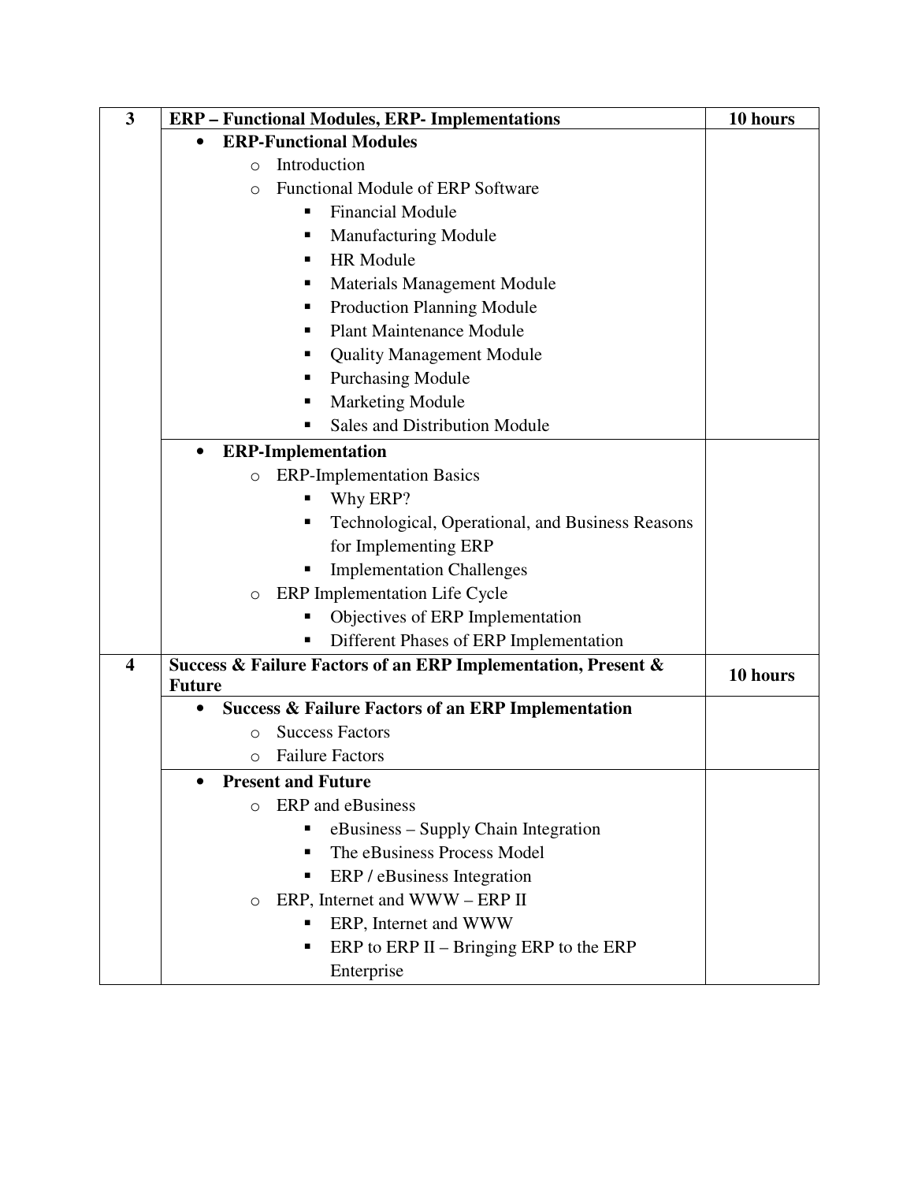| 3 | **ERP – Functional Modules, ERP- Implementations** | **10 hours** |
|---|---|---|
| | • **ERP-Functional Modules**<br>&nbsp;&nbsp;&nbsp;&nbsp;○ Introduction<br>&nbsp;&nbsp;&nbsp;&nbsp;○ Functional Module of ERP Software<br>&nbsp;&nbsp;&nbsp;&nbsp;&nbsp;&nbsp;&nbsp;&nbsp;▪ Financial Module<br>&nbsp;&nbsp;&nbsp;&nbsp;&nbsp;&nbsp;&nbsp;&nbsp;▪ Manufacturing Module<br>&nbsp;&nbsp;&nbsp;&nbsp;&nbsp;&nbsp;&nbsp;&nbsp;▪ HR Module<br>&nbsp;&nbsp;&nbsp;&nbsp;&nbsp;&nbsp;&nbsp;&nbsp;▪ Materials Management Module<br>&nbsp;&nbsp;&nbsp;&nbsp;&nbsp;&nbsp;&nbsp;&nbsp;▪ Production Planning Module<br>&nbsp;&nbsp;&nbsp;&nbsp;&nbsp;&nbsp;&nbsp;&nbsp;▪ Plant Maintenance Module<br>&nbsp;&nbsp;&nbsp;&nbsp;&nbsp;&nbsp;&nbsp;&nbsp;▪ Quality Management Module<br>&nbsp;&nbsp;&nbsp;&nbsp;&nbsp;&nbsp;&nbsp;&nbsp;▪ Purchasing Module<br>&nbsp;&nbsp;&nbsp;&nbsp;&nbsp;&nbsp;&nbsp;&nbsp;▪ Marketing Module<br>&nbsp;&nbsp;&nbsp;&nbsp;&nbsp;&nbsp;&nbsp;&nbsp;▪ Sales and Distribution Module | |
| | • **ERP-Implementation**<br>&nbsp;&nbsp;&nbsp;&nbsp;○ ERP-Implementation Basics<br>&nbsp;&nbsp;&nbsp;&nbsp;&nbsp;&nbsp;&nbsp;&nbsp;▪ Why ERP?<br>&nbsp;&nbsp;&nbsp;&nbsp;&nbsp;&nbsp;&nbsp;&nbsp;▪ Technological, Operational, and Business Reasons for Implementing ERP<br>&nbsp;&nbsp;&nbsp;&nbsp;&nbsp;&nbsp;&nbsp;&nbsp;▪ Implementation Challenges<br>&nbsp;&nbsp;&nbsp;&nbsp;○ ERP Implementation Life Cycle<br>&nbsp;&nbsp;&nbsp;&nbsp;&nbsp;&nbsp;&nbsp;&nbsp;▪ Objectives of ERP Implementation<br>&nbsp;&nbsp;&nbsp;&nbsp;&nbsp;&nbsp;&nbsp;&nbsp;▪ Different Phases of ERP Implementation | |
| 4 | **Success & Failure Factors of an ERP Implementation, Present & Future** | **10 hours** |
| | • **Success & Failure Factors of an ERP Implementation**<br>&nbsp;&nbsp;&nbsp;&nbsp;○ Success Factors<br>&nbsp;&nbsp;&nbsp;&nbsp;○ Failure Factors | |
| | • **Present and Future**<br>&nbsp;&nbsp;&nbsp;&nbsp;○ ERP and eBusiness<br>&nbsp;&nbsp;&nbsp;&nbsp;&nbsp;&nbsp;&nbsp;&nbsp;▪ eBusiness – Supply Chain Integration<br>&nbsp;&nbsp;&nbsp;&nbsp;&nbsp;&nbsp;&nbsp;&nbsp;▪ The eBusiness Process Model<br>&nbsp;&nbsp;&nbsp;&nbsp;&nbsp;&nbsp;&nbsp;&nbsp;▪ ERP / eBusiness Integration<br>&nbsp;&nbsp;&nbsp;&nbsp;○ ERP, Internet and WWW – ERP II<br>&nbsp;&nbsp;&nbsp;&nbsp;&nbsp;&nbsp;&nbsp;&nbsp;▪ ERP, Internet and WWW<br>&nbsp;&nbsp;&nbsp;&nbsp;&nbsp;&nbsp;&nbsp;&nbsp;▪ ERP to ERP II – Bringing ERP to the ERP Enterprise | |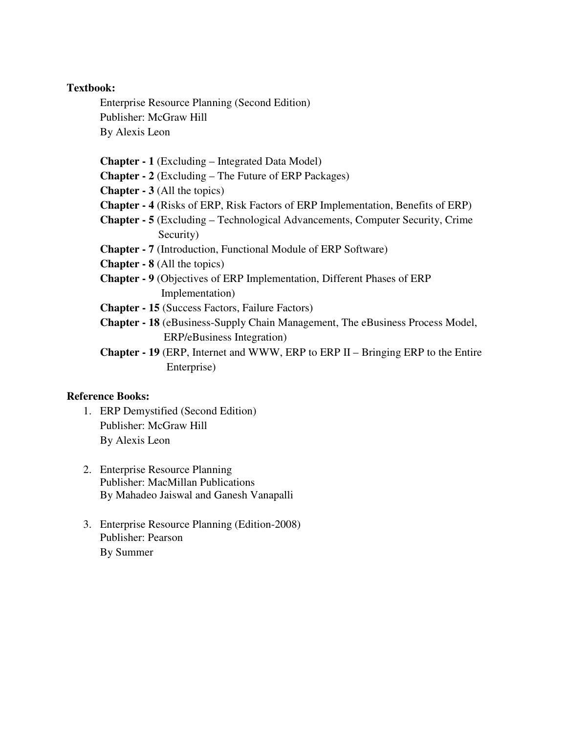**Textbook:**

Enterprise Resource Planning (Second Edition)
Publisher: McGraw Hill
By Alexis Leon

**Chapter - 1** (Excluding – Integrated Data Model)
**Chapter - 2** (Excluding – The Future of ERP Packages)
**Chapter - 3** (All the topics)
**Chapter - 4** (Risks of ERP, Risk Factors of ERP Implementation, Benefits of ERP)
**Chapter - 5** (Excluding – Technological Advancements, Computer Security, Crime Security)
**Chapter - 7** (Introduction, Functional Module of ERP Software)
**Chapter - 8** (All the topics)
**Chapter - 9** (Objectives of ERP Implementation, Different Phases of ERP Implementation)
**Chapter - 15** (Success Factors, Failure Factors)
**Chapter - 18** (eBusiness-Supply Chain Management, The eBusiness Process Model, ERP/eBusiness Integration)
**Chapter - 19** (ERP, Internet and WWW, ERP to ERP II – Bringing ERP to the Entire Enterprise)

**Reference Books:**

1. ERP Demystified (Second Edition)
   Publisher: McGraw Hill
   By Alexis Leon

2. Enterprise Resource Planning
   Publisher: MacMillan Publications
   By Mahadeo Jaiswal and Ganesh Vanapalli

3. Enterprise Resource Planning (Edition-2008)
   Publisher: Pearson
   By Summer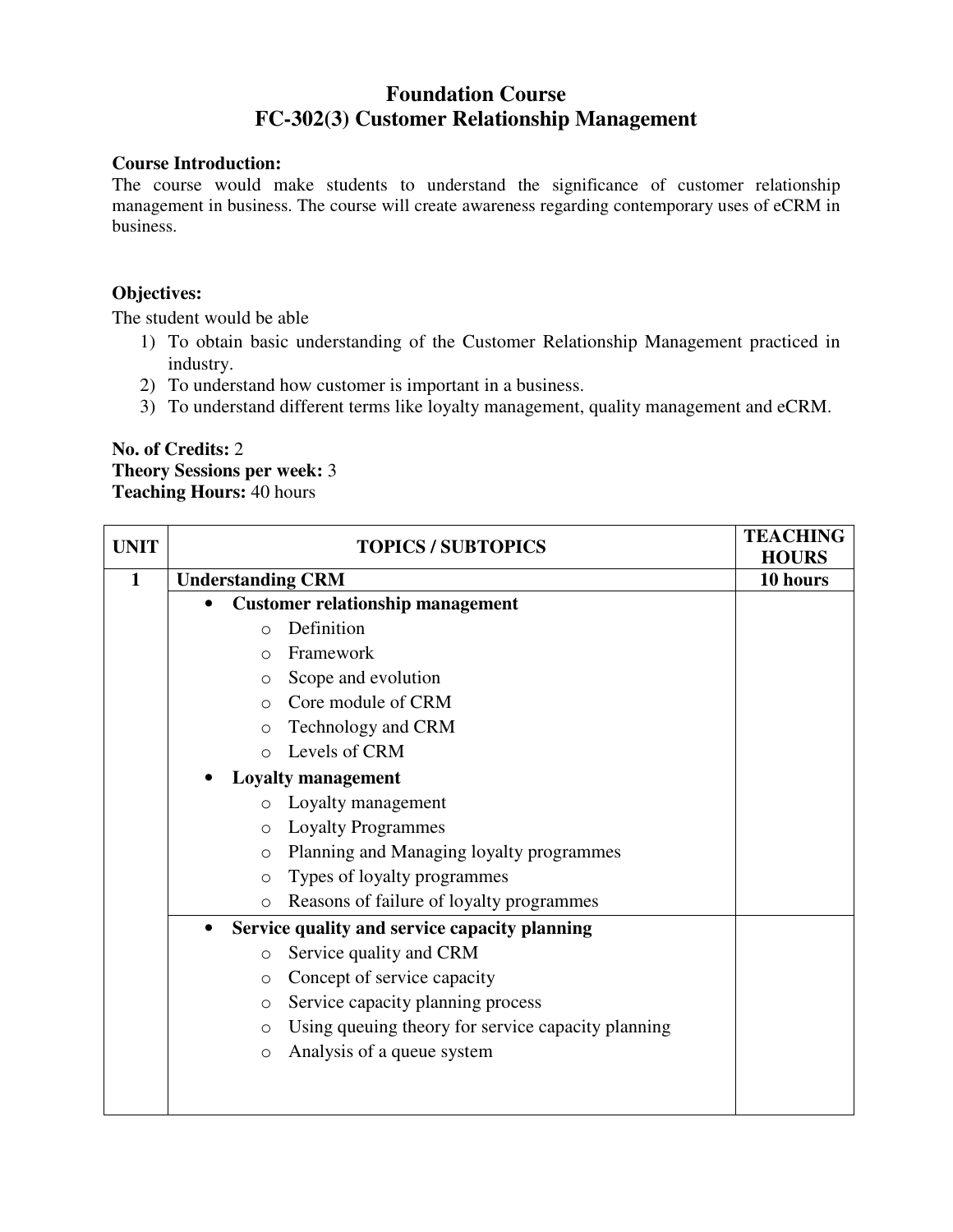# Foundation Course
## FC-302(3) Customer Relationship Management

**Course Introduction:**
The course would make students to understand the significance of customer relationship management in business. The course will create awareness regarding contemporary uses of eCRM in business.

**Objectives:**
The student would be able

1) To obtain basic understanding of the Customer Relationship Management practiced in industry.
2) To understand how customer is important in a business.
3) To understand different terms like loyalty management, quality management and eCRM.

**No. of Credits:** 2
**Theory Sessions per week:** 3
**Teaching Hours:** 40 hours

| UNIT | TOPICS / SUBTOPICS | TEACHING HOURS |
|---|---|---|
| 1 | **Understanding CRM** | **10 hours** |
| | • **Customer relationship management**<br>  ○ Definition<br>  ○ Framework<br>  ○ Scope and evolution<br>  ○ Core module of CRM<br>  ○ Technology and CRM<br>  ○ Levels of CRM<br>• **Loyalty management**<br>  ○ Loyalty management<br>  ○ Loyalty Programmes<br>  ○ Planning and Managing loyalty programmes<br>  ○ Types of loyalty programmes<br>  ○ Reasons of failure of loyalty programmes | |
| | • **Service quality and service capacity planning**<br>  ○ Service quality and CRM<br>  ○ Concept of service capacity<br>  ○ Service capacity planning process<br>  ○ Using queuing theory for service capacity planning<br>  ○ Analysis of a queue system | |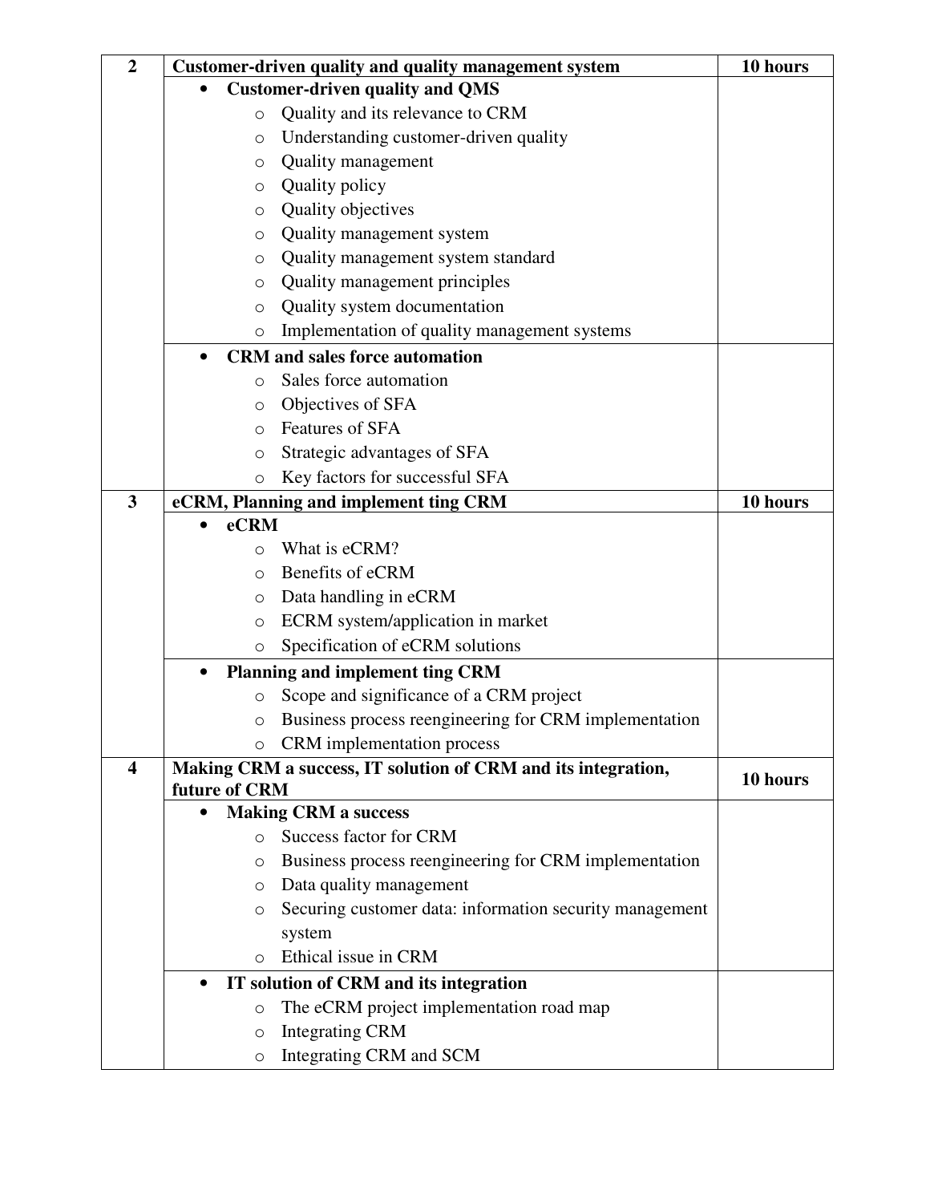| 2 | **Customer-driven quality and quality management system** | **10 hours** |
|---|---|---|
| | • **Customer-driven quality and QMS**<br>  ○ Quality and its relevance to CRM<br>  ○ Understanding customer-driven quality<br>  ○ Quality management<br>  ○ Quality policy<br>  ○ Quality objectives<br>  ○ Quality management system<br>  ○ Quality management system standard<br>  ○ Quality management principles<br>  ○ Quality system documentation<br>  ○ Implementation of quality management systems | |
| | • **CRM and sales force automation**<br>  ○ Sales force automation<br>  ○ Objectives of SFA<br>  ○ Features of SFA<br>  ○ Strategic advantages of SFA<br>  ○ Key factors for successful SFA | |
| 3 | **eCRM, Planning and implement ting CRM** | **10 hours** |
| | • **eCRM**<br>  ○ What is eCRM?<br>  ○ Benefits of eCRM<br>  ○ Data handling in eCRM<br>  ○ ECRM system/application in market<br>  ○ Specification of eCRM solutions | |
| | • **Planning and implement ting CRM**<br>  ○ Scope and significance of a CRM project<br>  ○ Business process reengineering for CRM implementation<br>  ○ CRM implementation process | |
| 4 | **Making CRM a success, IT solution of CRM and its integration, future of CRM** | **10 hours** |
| | • **Making CRM a success**<br>  ○ Success factor for CRM<br>  ○ Business process reengineering for CRM implementation<br>  ○ Data quality management<br>  ○ Securing customer data: information security management system<br>  ○ Ethical issue in CRM | |
| | • **IT solution of CRM and its integration**<br>  ○ The eCRM project implementation road map<br>  ○ Integrating CRM<br>  ○ Integrating CRM and SCM | |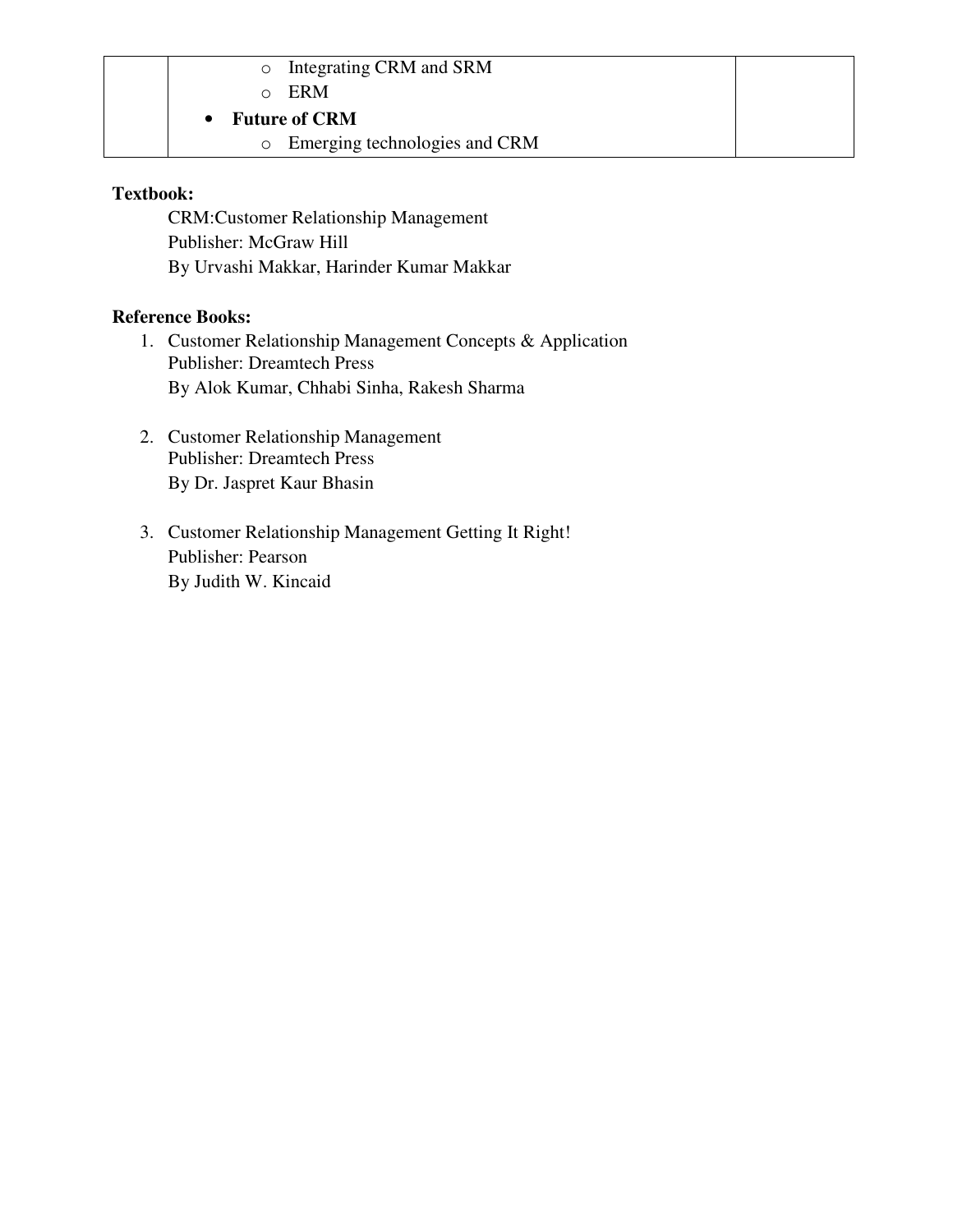| | | |
|---|---|---|
| | ◦ Integrating CRM and SRM<br>◦ ERM<br>• **Future of CRM**<br>◦ Emerging technologies and CRM | |

**Textbook:**

CRM:Customer Relationship Management
Publisher: McGraw Hill
By Urvashi Makkar, Harinder Kumar Makkar

**Reference Books:**

1. Customer Relationship Management Concepts & Application
   Publisher: Dreamtech Press
   By Alok Kumar, Chhabi Sinha, Rakesh Sharma

2. Customer Relationship Management
   Publisher: Dreamtech Press
   By Dr. Jaspret Kaur Bhasin

3. Customer Relationship Management Getting It Right!
   Publisher: Pearson
   By Judith W. Kincaid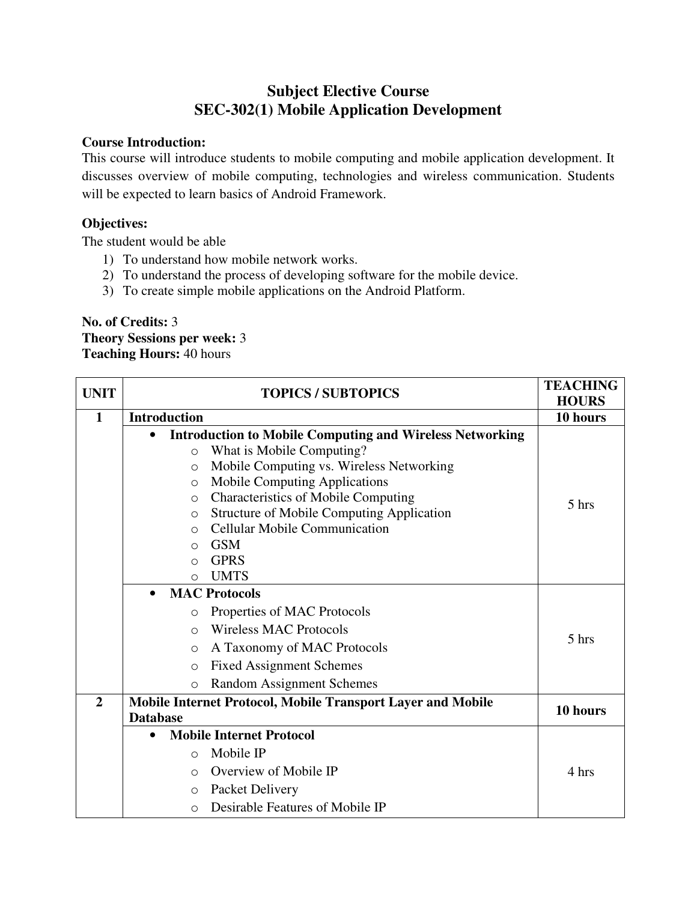# Subject Elective Course
# SEC-302(1) Mobile Application Development

**Course Introduction:**
This course will introduce students to mobile computing and mobile application development. It discusses overview of mobile computing, technologies and wireless communication. Students will be expected to learn basics of Android Framework.

**Objectives:**
The student would be able
1) To understand how mobile network works.
2) To understand the process of developing software for the mobile device.
3) To create simple mobile applications on the Android Platform.

**No. of Credits:** 3
**Theory Sessions per week:** 3
**Teaching Hours:** 40 hours

| UNIT | TOPICS / SUBTOPICS | TEACHING HOURS |
|---|---|---|
| **1** | **Introduction** | **10 hours** |
| | • **Introduction to Mobile Computing and Wireless Networking**<br>o What is Mobile Computing?<br>o Mobile Computing vs. Wireless Networking<br>o Mobile Computing Applications<br>o Characteristics of Mobile Computing<br>o Structure of Mobile Computing Application<br>o Cellular Mobile Communication<br>o GSM<br>o GPRS<br>o UMTS | 5 hrs |
| | • **MAC Protocols**<br>o Properties of MAC Protocols<br>o Wireless MAC Protocols<br>o A Taxonomy of MAC Protocols<br>o Fixed Assignment Schemes<br>o Random Assignment Schemes | 5 hrs |
| **2** | **Mobile Internet Protocol, Mobile Transport Layer and Mobile Database** | **10 hours** |
| | • **Mobile Internet Protocol**<br>o Mobile IP<br>o Overview of Mobile IP<br>o Packet Delivery<br>o Desirable Features of Mobile IP | 4 hrs |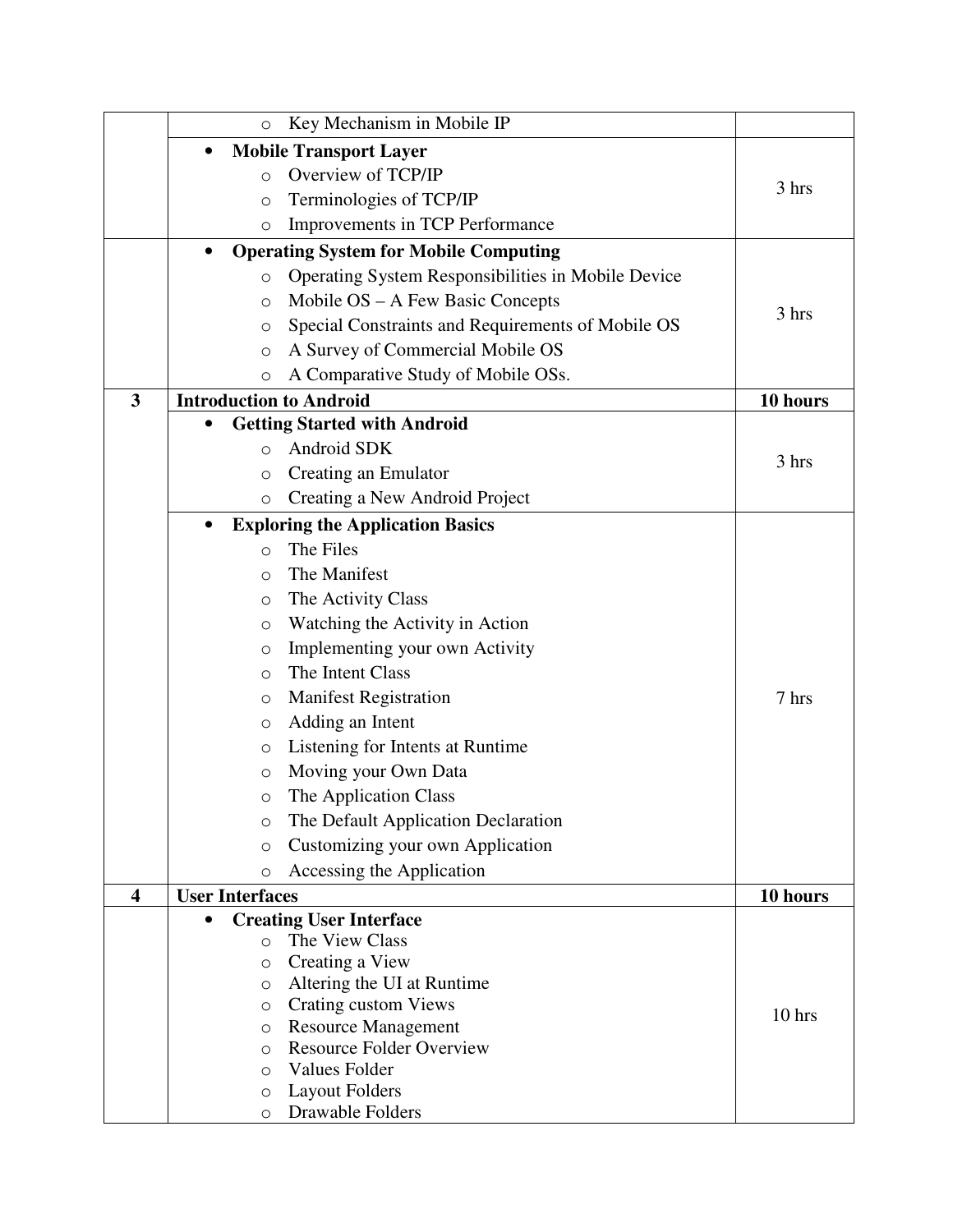| | | |
|---|---|---|
| | ◦ Key Mechanism in Mobile IP | |
| | • **Mobile Transport Layer**<br>◦ Overview of TCP/IP<br>◦ Terminologies of TCP/IP<br>◦ Improvements in TCP Performance | 3 hrs |
| | • **Operating System for Mobile Computing**<br>◦ Operating System Responsibilities in Mobile Device<br>◦ Mobile OS – A Few Basic Concepts<br>◦ Special Constraints and Requirements of Mobile OS<br>◦ A Survey of Commercial Mobile OS<br>◦ A Comparative Study of Mobile OSs. | 3 hrs |
| **3** | **Introduction to Android** | **10 hours** |
| | • **Getting Started with Android**<br>◦ Android SDK<br>◦ Creating an Emulator<br>◦ Creating a New Android Project | 3 hrs |
| | • **Exploring the Application Basics**<br>◦ The Files<br>◦ The Manifest<br>◦ The Activity Class<br>◦ Watching the Activity in Action<br>◦ Implementing your own Activity<br>◦ The Intent Class<br>◦ Manifest Registration<br>◦ Adding an Intent<br>◦ Listening for Intents at Runtime<br>◦ Moving your Own Data<br>◦ The Application Class<br>◦ The Default Application Declaration<br>◦ Customizing your own Application<br>◦ Accessing the Application | 7 hrs |
| **4** | **User Interfaces** | **10 hours** |
| | • **Creating User Interface**<br>◦ The View Class<br>◦ Creating a View<br>◦ Altering the UI at Runtime<br>◦ Crating custom Views<br>◦ Resource Management<br>◦ Resource Folder Overview<br>◦ Values Folder<br>◦ Layout Folders<br>◦ Drawable Folders | 10 hrs |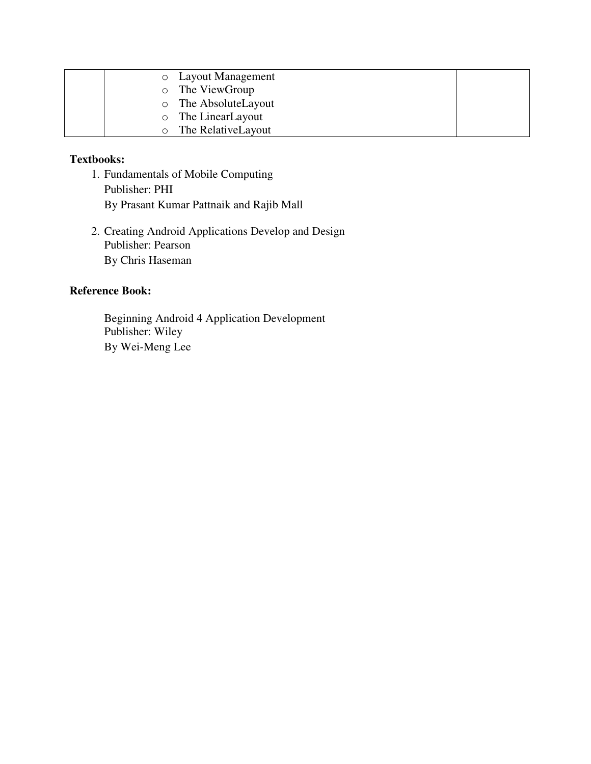|  | <ul><li>Layout Management</li><li>The ViewGroup</li><li>The AbsoluteLayout</li><li>The LinearLayout</li><li>The RelativeLayout</li></ul> |  |
|---|---|---|

**Textbooks:**

1. Fundamentals of Mobile Computing
   Publisher: PHI
   By Prasant Kumar Pattnaik and Rajib Mall

2. Creating Android Applications Develop and Design
   Publisher: Pearson
   By Chris Haseman

**Reference Book:**

Beginning Android 4 Application Development
Publisher: Wiley
By Wei-Meng Lee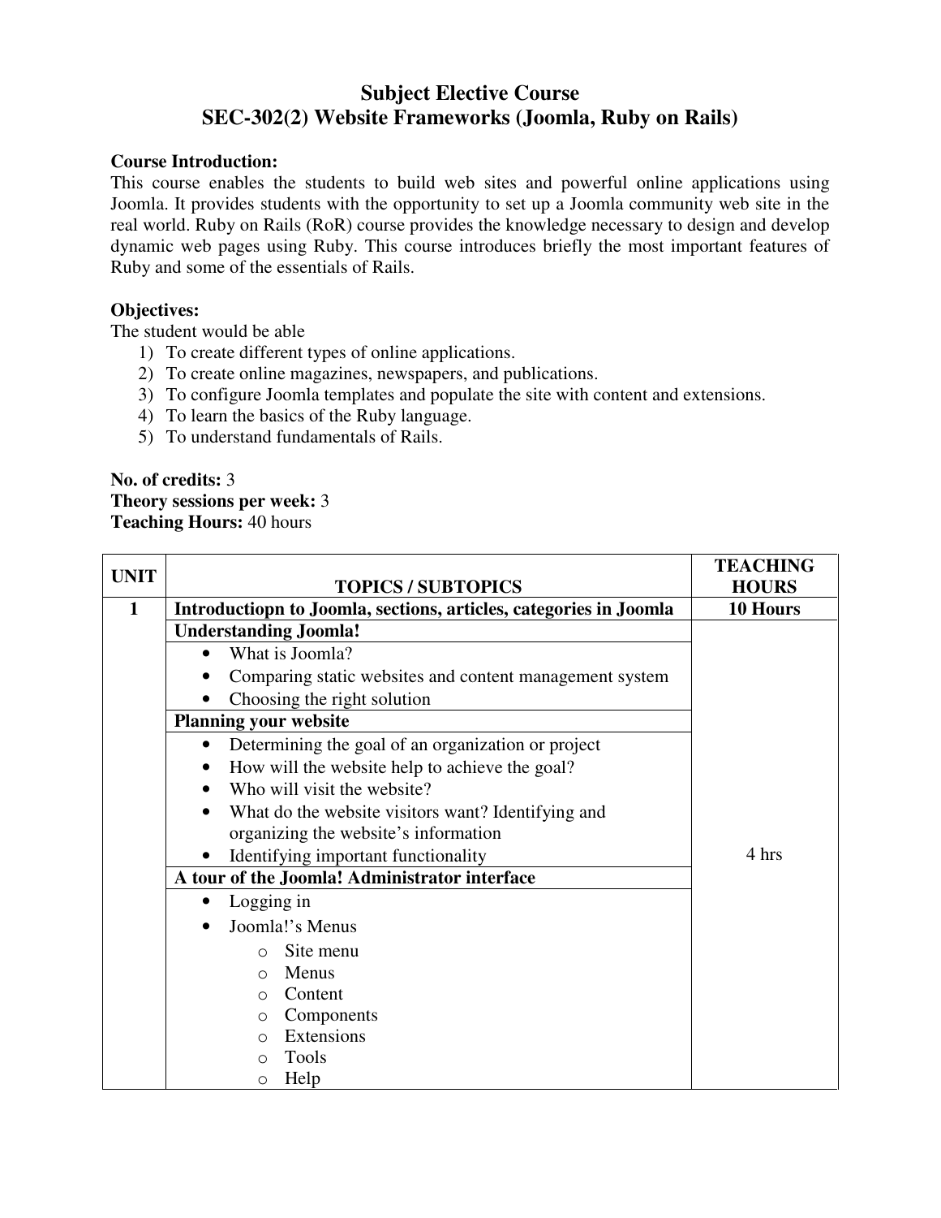# Subject Elective Course
# SEC-302(2) Website Frameworks (Joomla, Ruby on Rails)

**Course Introduction:**
This course enables the students to build web sites and powerful online applications using Joomla. It provides students with the opportunity to set up a Joomla community web site in the real world. Ruby on Rails (RoR) course provides the knowledge necessary to design and develop dynamic web pages using Ruby. This course introduces briefly the most important features of Ruby and some of the essentials of Rails.

**Objectives:**
The student would be able

1) To create different types of online applications.
2) To create online magazines, newspapers, and publications.
3) To configure Joomla templates and populate the site with content and extensions.
4) To learn the basics of the Ruby language.
5) To understand fundamentals of Rails.

**No. of credits:** 3
**Theory sessions per week:** 3
**Teaching Hours:** 40 hours

| UNIT | TOPICS / SUBTOPICS | TEACHING HOURS |
|---|---|---|
| **1** | **Introductiopn to Joomla, sections, articles, categories in Joomla** | **10 Hours** |
| | **Understanding Joomla!** | 4 hrs |
| | • What is Joomla?<br>• Comparing static websites and content management system<br>• Choosing the right solution | |
| | **Planning your website** | |
| | • Determining the goal of an organization or project<br>• How will the website help to achieve the goal?<br>• Who will visit the website?<br>• What do the website visitors want? Identifying and organizing the website's information<br>• Identifying important functionality | |
| | **A tour of the Joomla! Administrator interface** | |
| | • Logging in<br>• Joomla!'s Menus<br>  ○ Site menu<br>  ○ Menus<br>  ○ Content<br>  ○ Components<br>  ○ Extensions<br>  ○ Tools<br>  ○ Help | |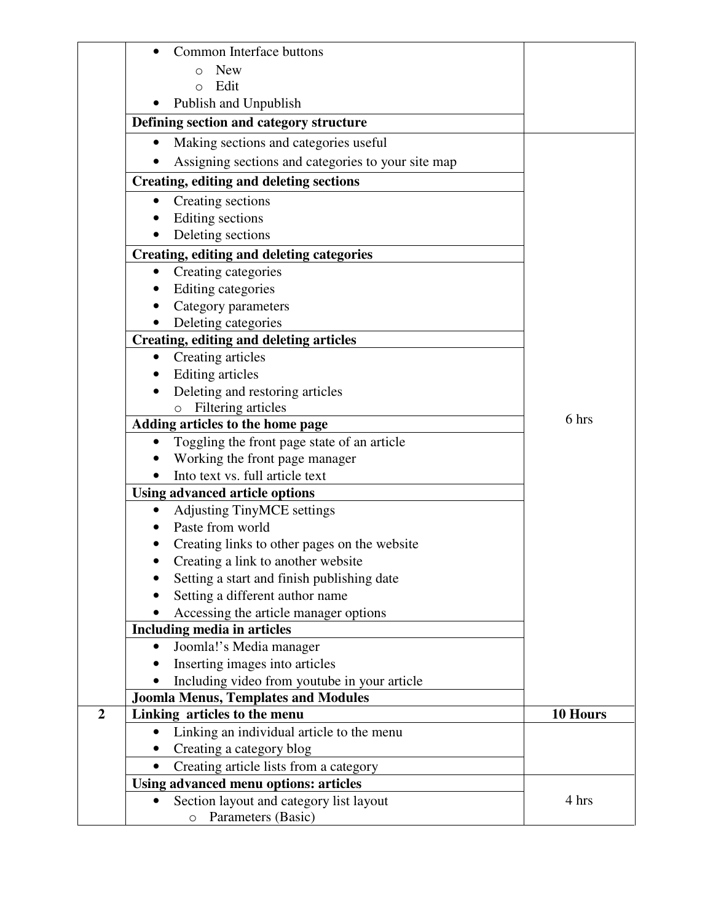| | | |
|---|---|---|
| | • Common Interface buttons<br>  ○ New<br>  ○ Edit<br>• Publish and Unpublish | |
| | **Defining section and category structure** | |
| | • Making sections and categories useful<br>• Assigning sections and categories to your site map | 6 hrs |
| | **Creating, editing and deleting sections** | |
| | • Creating sections<br>• Editing sections<br>• Deleting sections | |
| | **Creating, editing and deleting categories** | |
| | • Creating categories<br>• Editing categories<br>• Category parameters<br>• Deleting categories | |
| | **Creating, editing and deleting articles** | |
| | • Creating articles<br>• Editing articles<br>• Deleting and restoring articles<br>  ○ Filtering articles | |
| | **Adding articles to the home page** | |
| | • Toggling the front page state of an article<br>• Working the front page manager<br>• Into text vs. full article text | |
| | **Using advanced article options** | |
| | • Adjusting TinyMCE settings<br>• Paste from world<br>• Creating links to other pages on the website<br>• Creating a link to another website<br>• Setting a start and finish publishing date<br>• Setting a different author name<br>• Accessing the article manager options | |
| | **Including media in articles** | |
| | • Joomla!'s Media manager<br>• Inserting images into articles<br>• Including video from youtube in your article | |
| | **Joomla Menus, Templates and Modules** | |
| **2** | **Linking articles to the menu** | **10 Hours** |
| | • Linking an individual article to the menu<br>• Creating a category blog<br>• Creating article lists from a category | |
| | **Using advanced menu options: articles** | |
| | • Section layout and category list layout<br>  ○ Parameters (Basic) | 4 hrs |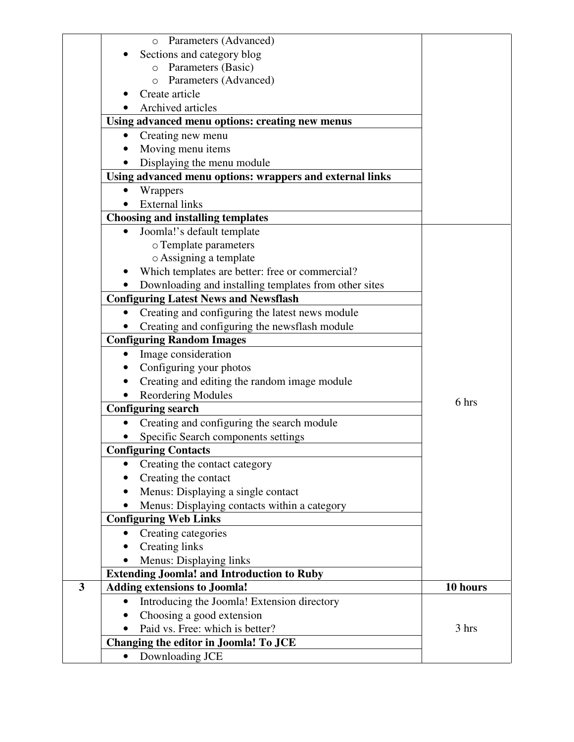| | | |
|---|---|---|
| | ◦ Parameters (Advanced)<br>• Sections and category blog<br>◦ Parameters (Basic)<br>◦ Parameters (Advanced)<br>• Create article<br>• Archived articles | |
| | **Using advanced menu options: creating new menus** | |
| | • Creating new menu<br>• Moving menu items<br>• Displaying the menu module | |
| | **Using advanced menu options: wrappers and external links** | |
| | • Wrappers<br>• External links | |
| | **Choosing and installing templates** | |
| | • Joomla!'s default template<br>◦ Template parameters<br>◦ Assigning a template<br>• Which templates are better: free or commercial?<br>• Downloading and installing templates from other sites | 6 hrs |
| | **Configuring Latest News and Newsflash** | |
| | • Creating and configuring the latest news module<br>• Creating and configuring the newsflash module | |
| | **Configuring Random Images** | |
| | • Image consideration<br>• Configuring your photos<br>• Creating and editing the random image module<br>• Reordering Modules | |
| | **Configuring search** | |
| | • Creating and configuring the search module<br>• Specific Search components settings | |
| | **Configuring Contacts** | |
| | • Creating the contact category<br>• Creating the contact<br>• Menus: Displaying a single contact<br>• Menus: Displaying contacts within a category | |
| | **Configuring Web Links** | |
| | • Creating categories<br>• Creating links<br>• Menus: Displaying links | |
| | **Extending Joomla! and Introduction to Ruby** | |
| **3** | **Adding extensions to Joomla!** | **10 hours** |
| | • Introducing the Joomla! Extension directory<br>• Choosing a good extension<br>• Paid vs. Free: which is better? | 3 hrs |
| | **Changing the editor in Joomla! To JCE** | |
| | • Downloading JCE | |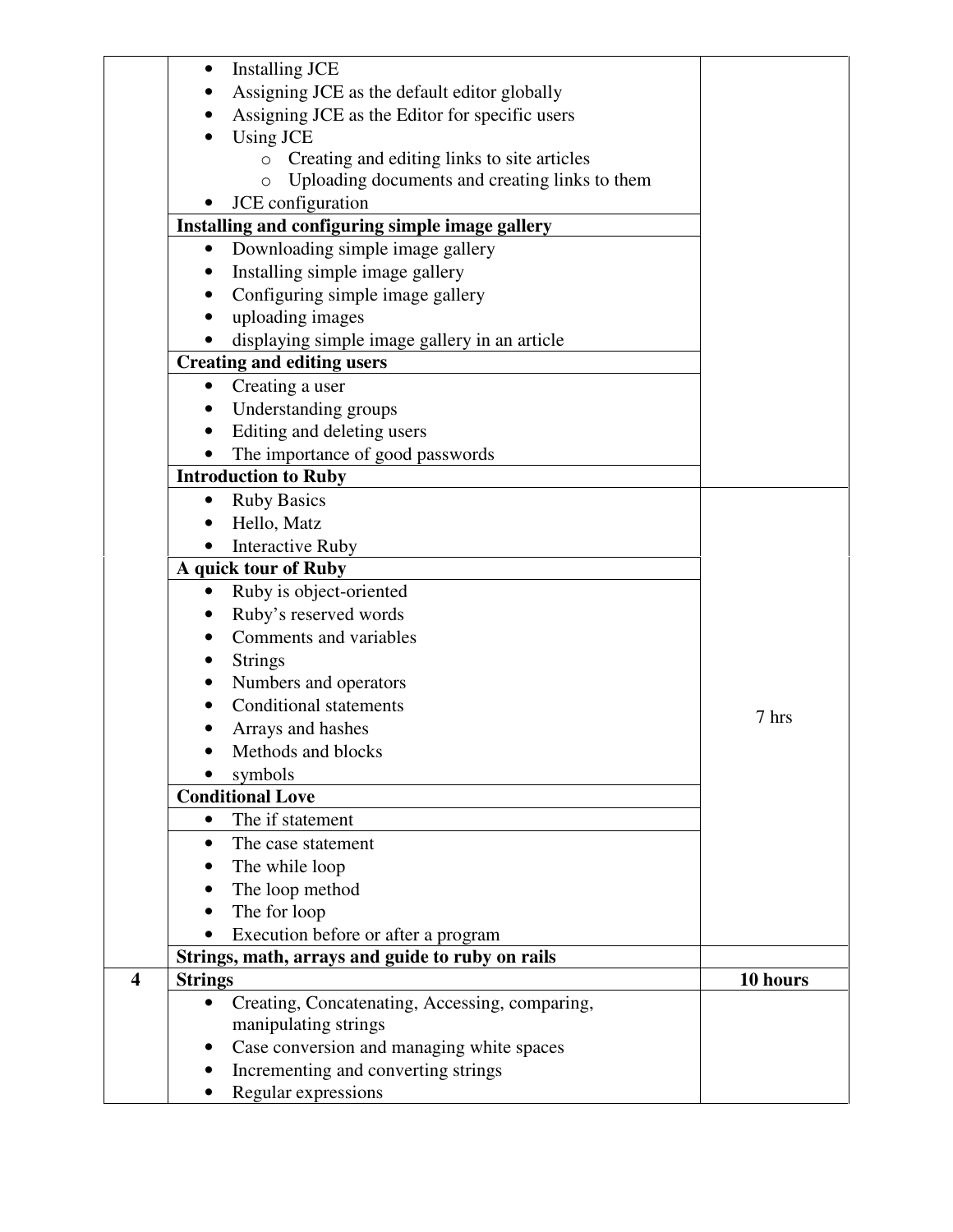| | | |
|---|---|---|
| | • Installing JCE<br>• Assigning JCE as the default editor globally<br>• Assigning JCE as the Editor for specific users<br>• Using JCE<br>  ○ Creating and editing links to site articles<br>  ○ Uploading documents and creating links to them<br>• JCE configuration | |
| | **Installing and configuring simple image gallery** | |
| | • Downloading simple image gallery<br>• Installing simple image gallery<br>• Configuring simple image gallery<br>• uploading images<br>• displaying simple image gallery in an article | |
| | **Creating and editing users** | |
| | • Creating a user<br>• Understanding groups<br>• Editing and deleting users<br>• The importance of good passwords | |
| | **Introduction to Ruby** | |
| | • Ruby Basics<br>• Hello, Matz<br>• Interactive Ruby | 7 hrs |
| | **A quick tour of Ruby** | |
| | • Ruby is object-oriented<br>• Ruby's reserved words<br>• Comments and variables<br>• Strings<br>• Numbers and operators<br>• Conditional statements<br>• Arrays and hashes<br>• Methods and blocks<br>• symbols | |
| | **Conditional Love** | |
| | • The if statement | |
| | • The case statement<br>• The while loop<br>• The loop method<br>• The for loop<br>• Execution before or after a program | |
| | **Strings, math, arrays and guide to ruby on rails** | |
| **4** | **Strings** | **10 hours** |
| | • Creating, Concatenating, Accessing, comparing, manipulating strings<br>• Case conversion and managing white spaces<br>• Incrementing and converting strings<br>• Regular expressions | |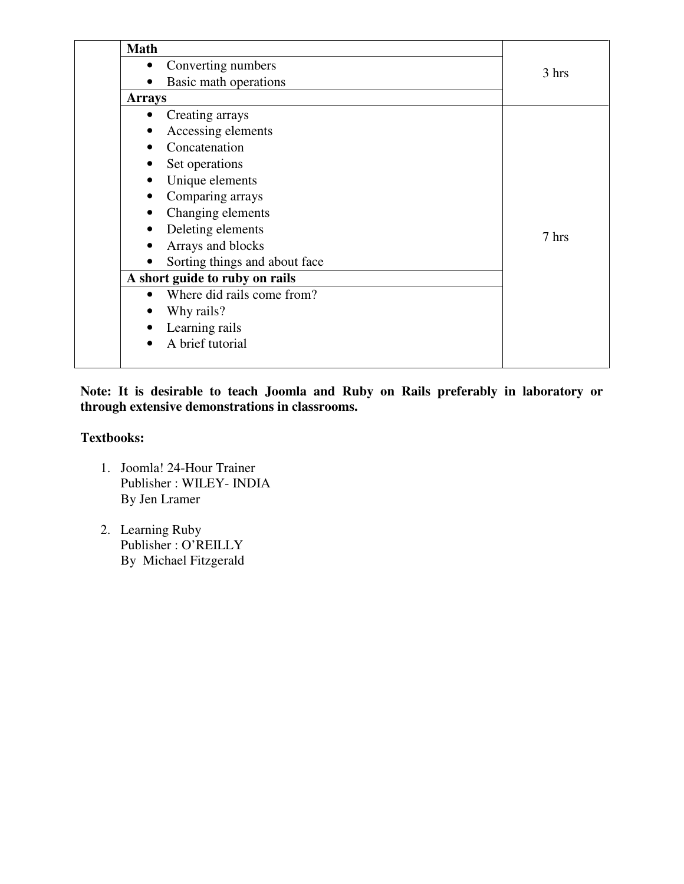| | Topics | Hours |
|---|---|---|
| | **Math** | 3 hrs |
| | • Converting numbers<br>• Basic math operations | |
| | **Arrays** | |
| | • Creating arrays<br>• Accessing elements<br>• Concatenation<br>• Set operations<br>• Unique elements<br>• Comparing arrays<br>• Changing elements<br>• Deleting elements<br>• Arrays and blocks<br>• Sorting things and about face | 7 hrs |
| | **A short guide to ruby on rails** | |
| | • Where did rails come from?<br>• Why rails?<br>• Learning rails<br>• A brief tutorial | |

**Note: It is desirable to teach Joomla and Ruby on Rails preferably in laboratory or through extensive demonstrations in classrooms.**

**Textbooks:**

1. Joomla! 24-Hour Trainer
   Publisher : WILEY- INDIA
   By Jen Lramer

2. Learning Ruby
   Publisher : O'REILLY
   By Michael Fitzgerald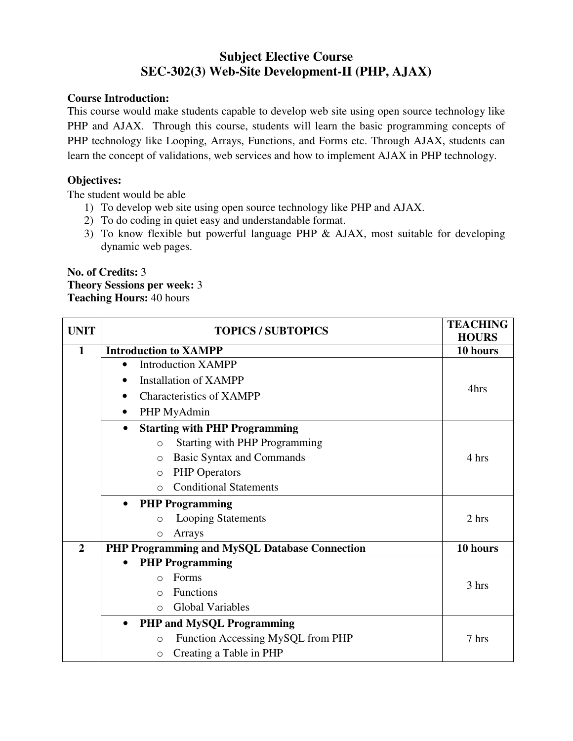# Subject Elective Course
# SEC-302(3) Web-Site Development-II (PHP, AJAX)

**Course Introduction:**
This course would make students capable to develop web site using open source technology like PHP and AJAX. Through this course, students will learn the basic programming concepts of PHP technology like Looping, Arrays, Functions, and Forms etc. Through AJAX, students can learn the concept of validations, web services and how to implement AJAX in PHP technology.

**Objectives:**
The student would be able
1) To develop web site using open source technology like PHP and AJAX.
2) To do coding in quiet easy and understandable format.
3) To know flexible but powerful language PHP & AJAX, most suitable for developing dynamic web pages.

**No. of Credits:** 3
**Theory Sessions per week:** 3
**Teaching Hours:** 40 hours

| UNIT | TOPICS / SUBTOPICS | TEACHING HOURS |
|---|---|---|
| **1** | **Introduction to XAMPP** | **10 hours** |
| | • Introduction XAMPP<br>• Installation of XAMPP<br>• Characteristics of XAMPP<br>• PHP MyAdmin | 4hrs |
| | • **Starting with PHP Programming**<br>o Starting with PHP Programming<br>o Basic Syntax and Commands<br>o PHP Operators<br>o Conditional Statements | 4 hrs |
| | • **PHP Programming**<br>o Looping Statements<br>o Arrays | 2 hrs |
| **2** | **PHP Programming and MySQL Database Connection** | **10 hours** |
| | • **PHP Programming**<br>o Forms<br>o Functions<br>o Global Variables | 3 hrs |
| | • **PHP and MySQL Programming**<br>o Function Accessing MySQL from PHP<br>o Creating a Table in PHP | 7 hrs |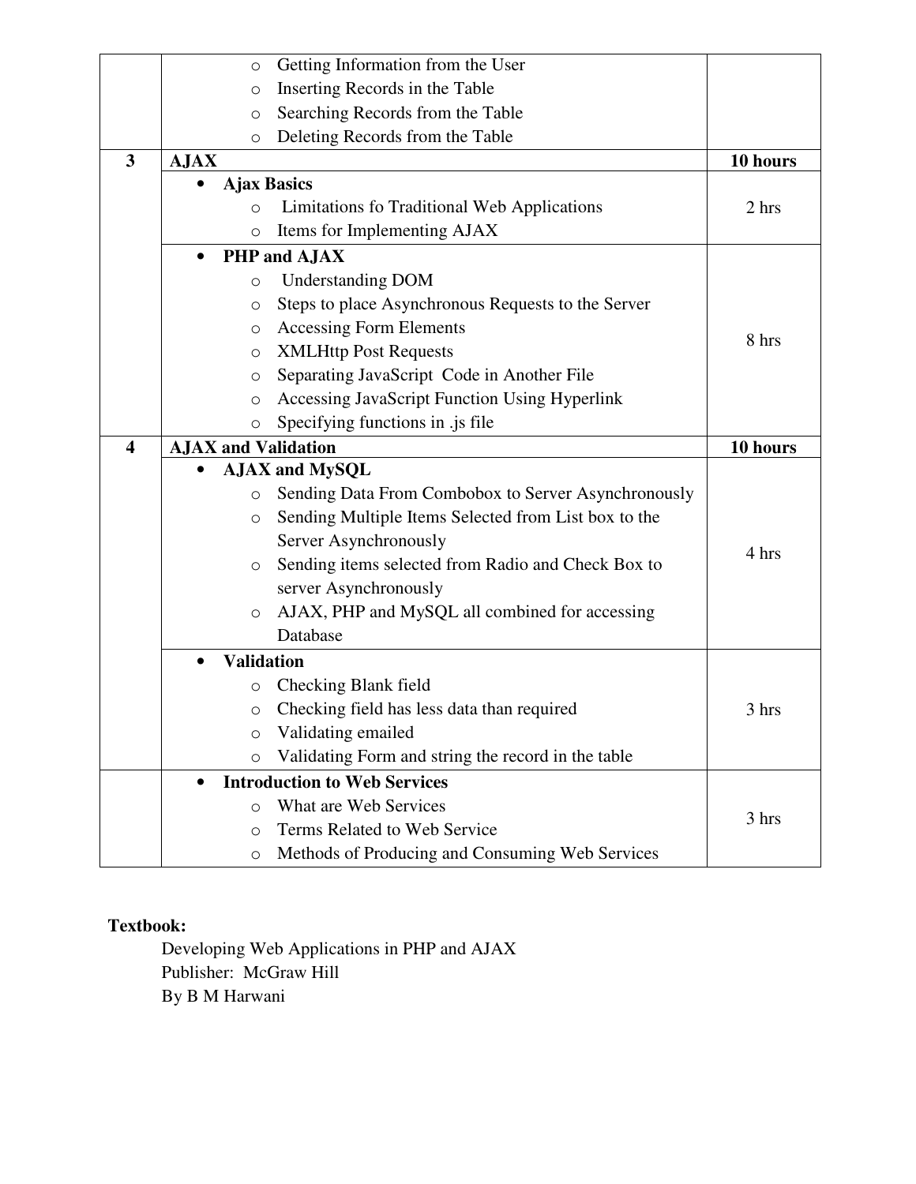| | | |
|---|---|---|
| | ○ Getting Information from the User<br>○ Inserting Records in the Table<br>○ Searching Records from the Table<br>○ Deleting Records from the Table | |
| **3** | **AJAX** | **10 hours** |
| | • **Ajax Basics**<br>○ Limitations fo Traditional Web Applications<br>○ Items for Implementing AJAX | 2 hrs |
| | • **PHP and AJAX**<br>○ Understanding DOM<br>○ Steps to place Asynchronous Requests to the Server<br>○ Accessing Form Elements<br>○ XMLHttp Post Requests<br>○ Separating JavaScript Code in Another File<br>○ Accessing JavaScript Function Using Hyperlink<br>○ Specifying functions in .js file | 8 hrs |
| **4** | **AJAX and Validation** | **10 hours** |
| | • **AJAX and MySQL**<br>○ Sending Data From Combobox to Server Asynchronously<br>○ Sending Multiple Items Selected from List box to the Server Asynchronously<br>○ Sending items selected from Radio and Check Box to server Asynchronously<br>○ AJAX, PHP and MySQL all combined for accessing Database | 4 hrs |
| | • **Validation**<br>○ Checking Blank field<br>○ Checking field has less data than required<br>○ Validating emailed<br>○ Validating Form and string the record in the table | 3 hrs |
| | • **Introduction to Web Services**<br>○ What are Web Services<br>○ Terms Related to Web Service<br>○ Methods of Producing and Consuming Web Services | 3 hrs |

**Textbook:**

Developing Web Applications in PHP and AJAX
Publisher: McGraw Hill
By B M Harwani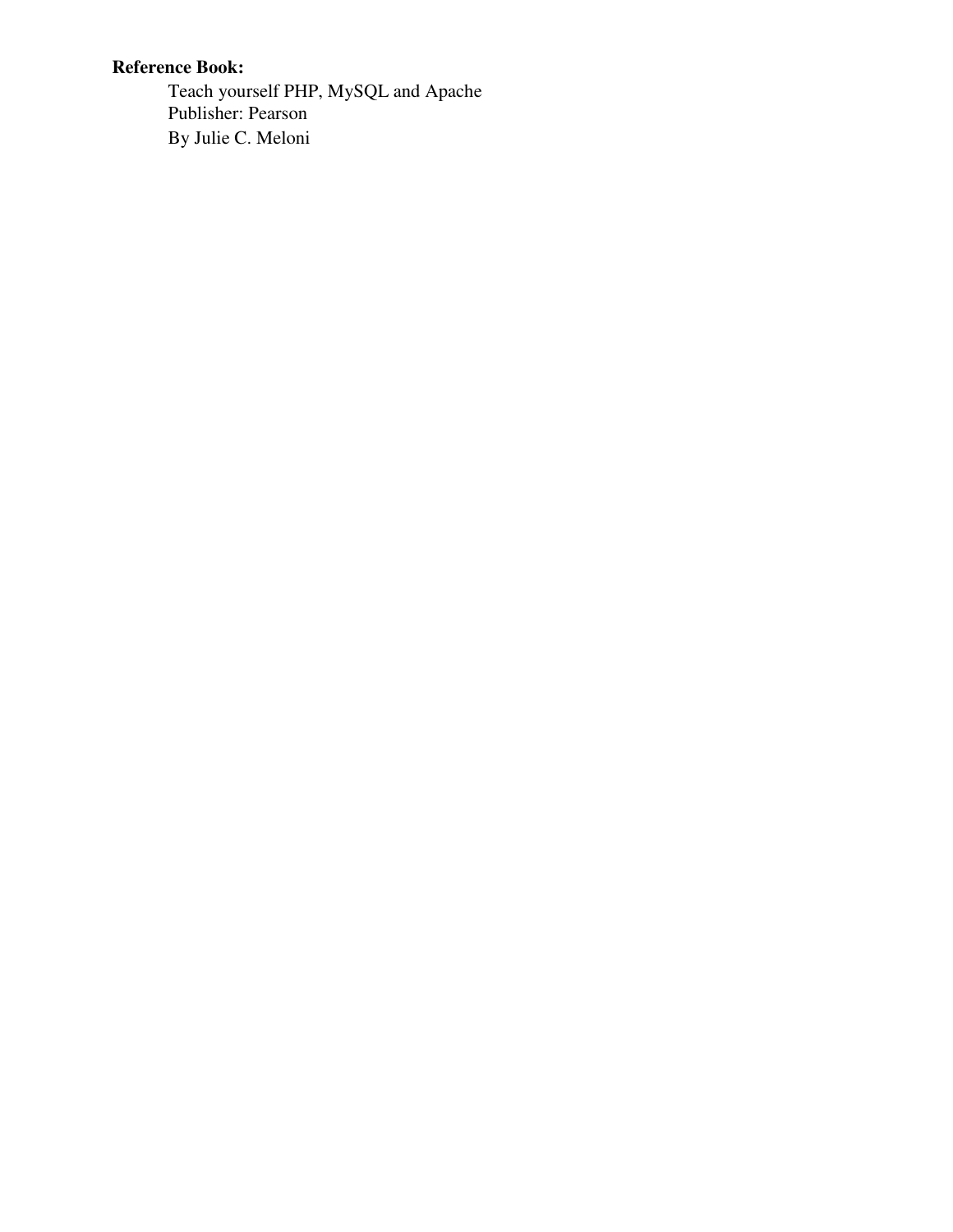**Reference Book:**

Teach yourself PHP, MySQL and Apache
Publisher: Pearson
By Julie C. Meloni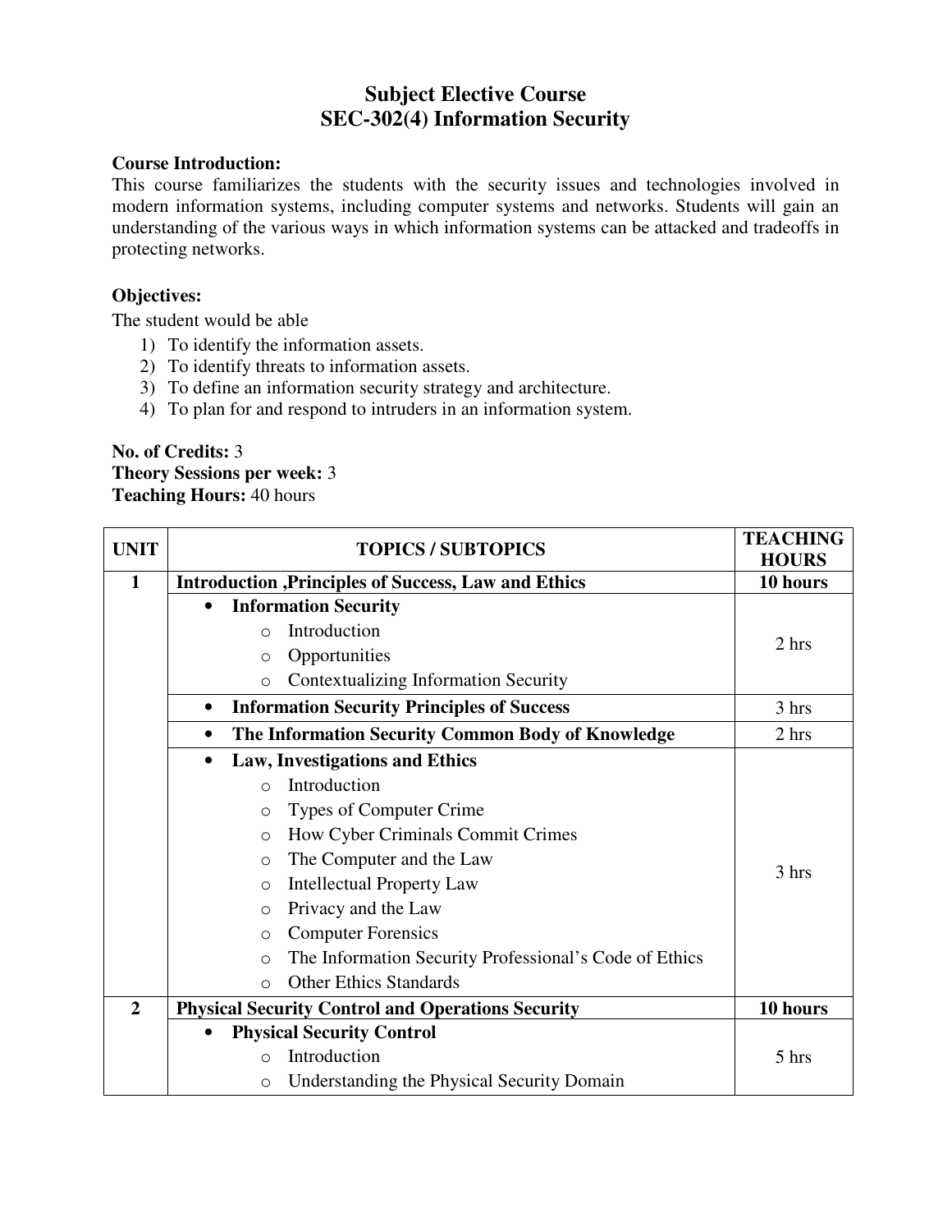# Subject Elective Course
## SEC-302(4) Information Security

**Course Introduction:**
This course familiarizes the students with the security issues and technologies involved in modern information systems, including computer systems and networks. Students will gain an understanding of the various ways in which information systems can be attacked and tradeoffs in protecting networks.

**Objectives:**
The student would be able
1) To identify the information assets.
2) To identify threats to information assets.
3) To define an information security strategy and architecture.
4) To plan for and respond to intruders in an information system.

**No. of Credits:** 3
**Theory Sessions per week:** 3
**Teaching Hours:** 40 hours

| UNIT | TOPICS / SUBTOPICS | TEACHING HOURS |
|---|---|---|
| **1** | **Introduction ,Principles of Success, Law and Ethics** | **10 hours** |
| | • **Information Security**<br>○ Introduction<br>○ Opportunities<br>○ Contextualizing Information Security | 2 hrs |
| | • **Information Security Principles of Success** | 3 hrs |
| | • **The Information Security Common Body of Knowledge** | 2 hrs |
| | • **Law, Investigations and Ethics**<br>○ Introduction<br>○ Types of Computer Crime<br>○ How Cyber Criminals Commit Crimes<br>○ The Computer and the Law<br>○ Intellectual Property Law<br>○ Privacy and the Law<br>○ Computer Forensics<br>○ The Information Security Professional's Code of Ethics<br>○ Other Ethics Standards | 3 hrs |
| **2** | **Physical Security Control and Operations Security** | **10 hours** |
| | • **Physical Security Control**<br>○ Introduction<br>○ Understanding the Physical Security Domain | 5 hrs |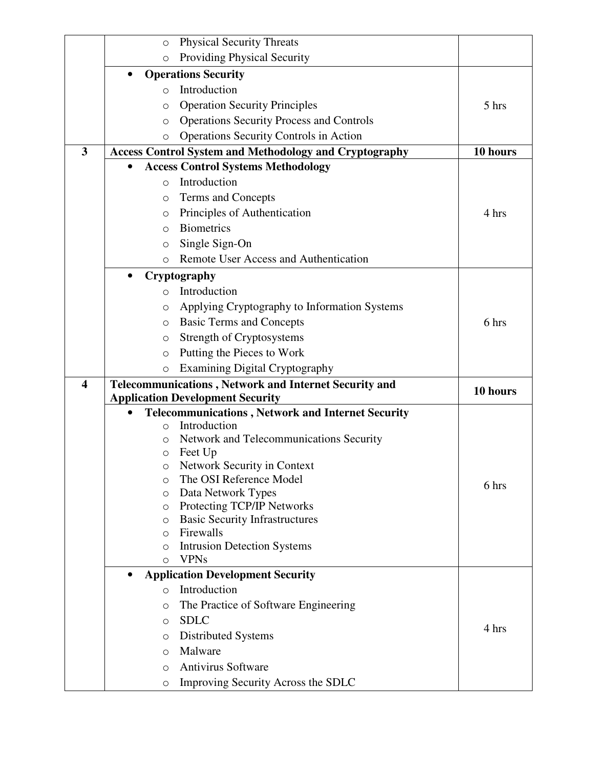| | | |
|---|---|---|
| | ○ Physical Security Threats<br>○ Providing Physical Security | |
| | • **Operations Security**<br>○ Introduction<br>○ Operation Security Principles<br>○ Operations Security Process and Controls<br>○ Operations Security Controls in Action | 5 hrs |
| **3** | **Access Control System and Methodology and Cryptography** | **10 hours** |
| | • **Access Control Systems Methodology**<br>○ Introduction<br>○ Terms and Concepts<br>○ Principles of Authentication<br>○ Biometrics<br>○ Single Sign-On<br>○ Remote User Access and Authentication | 4 hrs |
| | • **Cryptography**<br>○ Introduction<br>○ Applying Cryptography to Information Systems<br>○ Basic Terms and Concepts<br>○ Strength of Cryptosystems<br>○ Putting the Pieces to Work<br>○ Examining Digital Cryptography | 6 hrs |
| **4** | **Telecommunications , Network and Internet Security and Application Development Security** | **10 hours** |
| | • **Telecommunications , Network and Internet Security**<br>○ Introduction<br>○ Network and Telecommunications Security<br>○ Feet Up<br>○ Network Security in Context<br>○ The OSI Reference Model<br>○ Data Network Types<br>○ Protecting TCP/IP Networks<br>○ Basic Security Infrastructures<br>○ Firewalls<br>○ Intrusion Detection Systems<br>○ VPNs | 6 hrs |
| | • **Application Development Security**<br>○ Introduction<br>○ The Practice of Software Engineering<br>○ SDLC<br>○ Distributed Systems<br>○ Malware<br>○ Antivirus Software<br>○ Improving Security Across the SDLC | 4 hrs |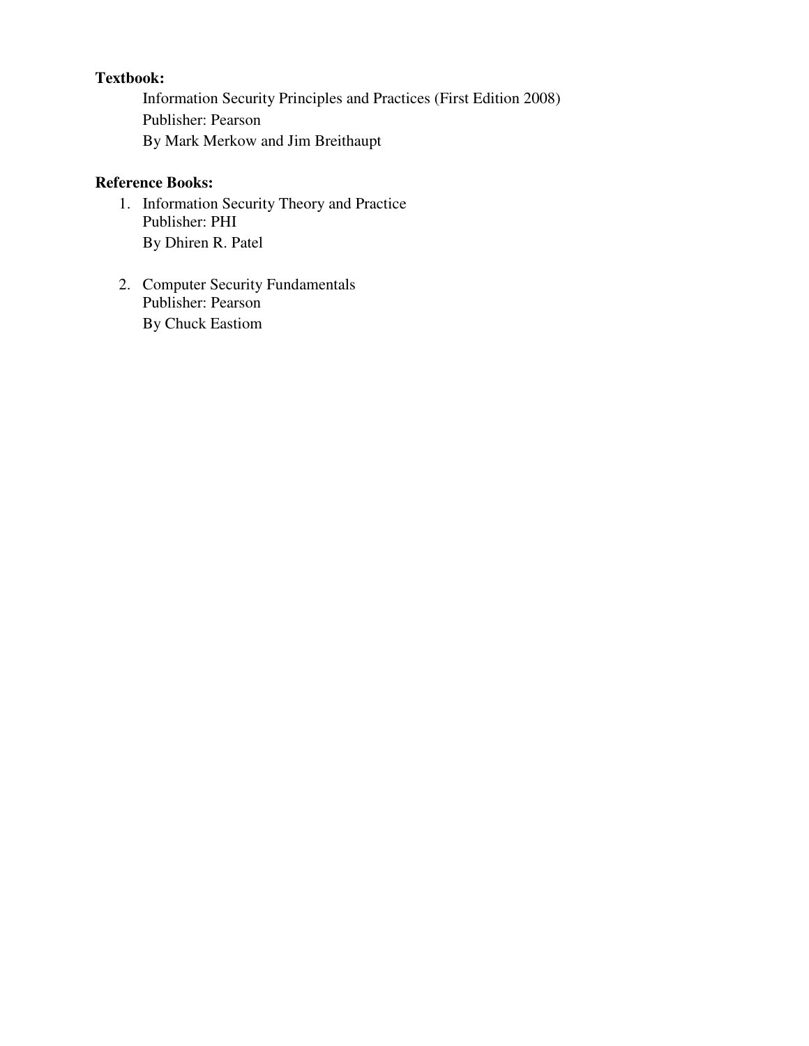**Textbook:**

Information Security Principles and Practices (First Edition 2008)
Publisher: Pearson
By Mark Merkow and Jim Breithaupt

**Reference Books:**

1. Information Security Theory and Practice
   Publisher: PHI
   By Dhiren R. Patel

2. Computer Security Fundamentals
   Publisher: Pearson
   By Chuck Eastiom